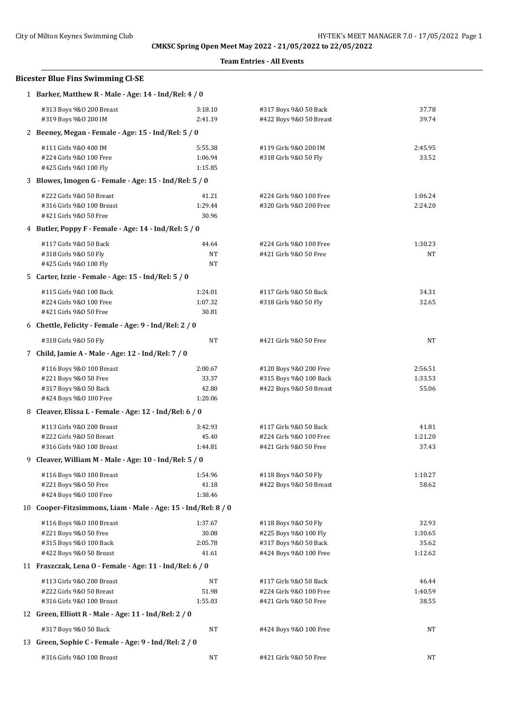**CMKSC Spring Open Meet May 2022 - 21/05/2022 to 22/05/2022**

**Team Entries - All Events**

## Bicester Blue Fins Swimming Cl-SE

**1 Barker, Matthew R - Male - Age: 14 - Ind/Rel: 4 / 0**

| Event | Time | Event | Time |
|---|---|---|---|
| #313 Boys 9&O 200 Breast | 3:18.10 | #317 Boys 9&O 50 Back | 37.78 |
| #319 Boys 9&O 200 IM | 2:41.19 | #422 Boys 9&O 50 Breast | 39.74 |

**2 Beeney, Megan - Female - Age: 15 - Ind/Rel: 5 / 0**

| Event | Time | Event | Time |
|---|---|---|---|
| #111 Girls 9&O 400 IM | 5:55.38 | #119 Girls 9&O 200 IM | 2:45.95 |
| #224 Girls 9&O 100 Free | 1:06.94 | #318 Girls 9&O 50 Fly | 33.52 |
| #425 Girls 9&O 100 Fly | 1:15.85 | | |

**3 Blowes, Imogen G - Female - Age: 15 - Ind/Rel: 5 / 0**

| Event | Time | Event | Time |
|---|---|---|---|
| #222 Girls 9&O 50 Breast | 41.21 | #224 Girls 9&O 100 Free | 1:06.24 |
| #316 Girls 9&O 100 Breast | 1:29.44 | #320 Girls 9&O 200 Free | 2:24.20 |
| #421 Girls 9&O 50 Free | 30.96 | | |

**4 Butler, Poppy F - Female - Age: 14 - Ind/Rel: 5 / 0**

| Event | Time | Event | Time |
|---|---|---|---|
| #117 Girls 9&O 50 Back | 44.64 | #224 Girls 9&O 100 Free | 1:30.23 |
| #318 Girls 9&O 50 Fly | NT | #421 Girls 9&O 50 Free | NT |
| #425 Girls 9&O 100 Fly | NT | | |

**5 Carter, Izzie - Female - Age: 15 - Ind/Rel: 5 / 0**

| Event | Time | Event | Time |
|---|---|---|---|
| #115 Girls 9&O 100 Back | 1:24.01 | #117 Girls 9&O 50 Back | 34.31 |
| #224 Girls 9&O 100 Free | 1:07.32 | #318 Girls 9&O 50 Fly | 32.65 |
| #421 Girls 9&O 50 Free | 30.81 | | |

**6 Chettle, Felicity - Female - Age: 9 - Ind/Rel: 2 / 0**

| Event | Time | Event | Time |
|---|---|---|---|
| #318 Girls 9&O 50 Fly | NT | #421 Girls 9&O 50 Free | NT |

**7 Child, Jamie A - Male - Age: 12 - Ind/Rel: 7 / 0**

| Event | Time | Event | Time |
|---|---|---|---|
| #116 Boys 9&O 100 Breast | 2:00.67 | #120 Boys 9&O 200 Free | 2:56.51 |
| #221 Boys 9&O 50 Free | 33.37 | #315 Boys 9&O 100 Back | 1:33.53 |
| #317 Boys 9&O 50 Back | 42.80 | #422 Boys 9&O 50 Breast | 55.06 |
| #424 Boys 9&O 100 Free | 1:20.06 | | |

**8 Cleaver, Elissa L - Female - Age: 12 - Ind/Rel: 6 / 0**

| Event | Time | Event | Time |
|---|---|---|---|
| #113 Girls 9&O 200 Breast | 3:42.93 | #117 Girls 9&O 50 Back | 41.81 |
| #222 Girls 9&O 50 Breast | 45.40 | #224 Girls 9&O 100 Free | 1:21.20 |
| #316 Girls 9&O 100 Breast | 1:44.81 | #421 Girls 9&O 50 Free | 37.43 |

**9 Cleaver, William M - Male - Age: 10 - Ind/Rel: 5 / 0**

| Event | Time | Event | Time |
|---|---|---|---|
| #116 Boys 9&O 100 Breast | 1:54.96 | #118 Boys 9&O 50 Fly | 1:10.27 |
| #221 Boys 9&O 50 Free | 41.18 | #422 Boys 9&O 50 Breast | 58.62 |
| #424 Boys 9&O 100 Free | 1:38.46 | | |

**10 Cooper-Fitzsimmons, Liam - Male - Age: 15 - Ind/Rel: 8 / 0**

| Event | Time | Event | Time |
|---|---|---|---|
| #116 Boys 9&O 100 Breast | 1:37.67 | #118 Boys 9&O 50 Fly | 32.93 |
| #221 Boys 9&O 50 Free | 30.08 | #225 Boys 9&O 100 Fly | 1:30.65 |
| #315 Boys 9&O 100 Back | 2:05.78 | #317 Boys 9&O 50 Back | 35.62 |
| #422 Boys 9&O 50 Breast | 41.61 | #424 Boys 9&O 100 Free | 1:12.62 |

**11 Fraszczak, Lena O - Female - Age: 11 - Ind/Rel: 6 / 0**

| Event | Time | Event | Time |
|---|---|---|---|
| #113 Girls 9&O 200 Breast | NT | #117 Girls 9&O 50 Back | 46.44 |
| #222 Girls 9&O 50 Breast | 51.98 | #224 Girls 9&O 100 Free | 1:40.59 |
| #316 Girls 9&O 100 Breast | 1:55.03 | #421 Girls 9&O 50 Free | 38.55 |

**12 Green, Elliott R - Male - Age: 11 - Ind/Rel: 2 / 0**

| Event | Time | Event | Time |
|---|---|---|---|
| #317 Boys 9&O 50 Back | NT | #424 Boys 9&O 100 Free | NT |

**13 Green, Sophie C - Female - Age: 9 - Ind/Rel: 2 / 0**

| Event | Time | Event | Time |
|---|---|---|---|
| #316 Girls 9&O 100 Breast | NT | #421 Girls 9&O 50 Free | NT |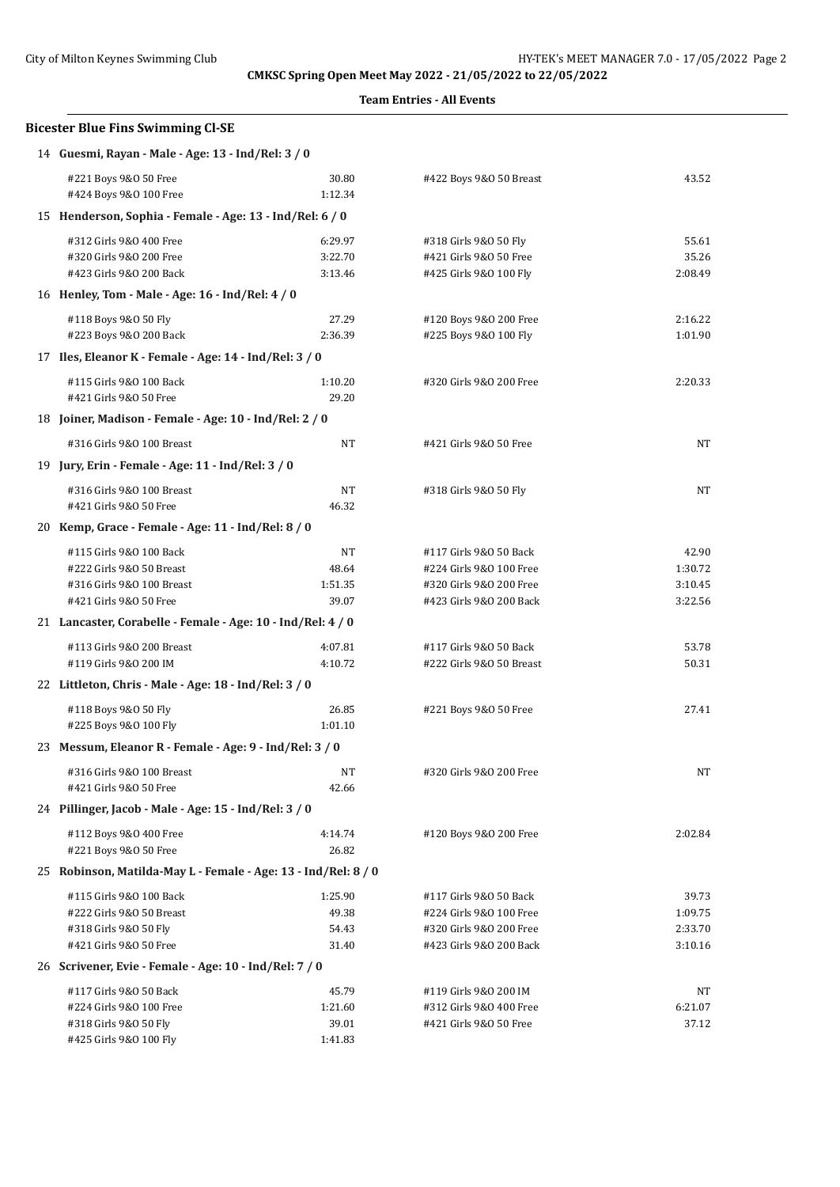CMKSC Spring Open Meet May 2022 - 21/05/2022 to 22/05/2022

**Team Entries - All Events**

### Bicester Blue Fins Swimming Cl-SE

**14 Guesmi, Rayan - Male - Age: 13 - Ind/Rel: 3 / 0**

| Event | Time | Event | Time |
|---|---|---|---|
| #221 Boys 9&O 50 Free | 30.80 | #422 Boys 9&O 50 Breast | 43.52 |
| #424 Boys 9&O 100 Free | 1:12.34 | | |

**15 Henderson, Sophia - Female - Age: 13 - Ind/Rel: 6 / 0**

| Event | Time | Event | Time |
|---|---|---|---|
| #312 Girls 9&O 400 Free | 6:29.97 | #318 Girls 9&O 50 Fly | 55.61 |
| #320 Girls 9&O 200 Free | 3:22.70 | #421 Girls 9&O 50 Free | 35.26 |
| #423 Girls 9&O 200 Back | 3:13.46 | #425 Girls 9&O 100 Fly | 2:08.49 |

**16 Henley, Tom - Male - Age: 16 - Ind/Rel: 4 / 0**

| Event | Time | Event | Time |
|---|---|---|---|
| #118 Boys 9&O 50 Fly | 27.29 | #120 Boys 9&O 200 Free | 2:16.22 |
| #223 Boys 9&O 200 Back | 2:36.39 | #225 Boys 9&O 100 Fly | 1:01.90 |

**17 Iles, Eleanor K - Female - Age: 14 - Ind/Rel: 3 / 0**

| Event | Time | Event | Time |
|---|---|---|---|
| #115 Girls 9&O 100 Back | 1:10.20 | #320 Girls 9&O 200 Free | 2:20.33 |
| #421 Girls 9&O 50 Free | 29.20 | | |

**18 Joiner, Madison - Female - Age: 10 - Ind/Rel: 2 / 0**

| Event | Time | Event | Time |
|---|---|---|---|
| #316 Girls 9&O 100 Breast | NT | #421 Girls 9&O 50 Free | NT |

**19 Jury, Erin - Female - Age: 11 - Ind/Rel: 3 / 0**

| Event | Time | Event | Time |
|---|---|---|---|
| #316 Girls 9&O 100 Breast | NT | #318 Girls 9&O 50 Fly | NT |
| #421 Girls 9&O 50 Free | 46.32 | | |

**20 Kemp, Grace - Female - Age: 11 - Ind/Rel: 8 / 0**

| Event | Time | Event | Time |
|---|---|---|---|
| #115 Girls 9&O 100 Back | NT | #117 Girls 9&O 50 Back | 42.90 |
| #222 Girls 9&O 50 Breast | 48.64 | #224 Girls 9&O 100 Free | 1:30.72 |
| #316 Girls 9&O 100 Breast | 1:51.35 | #320 Girls 9&O 200 Free | 3:10.45 |
| #421 Girls 9&O 50 Free | 39.07 | #423 Girls 9&O 200 Back | 3:22.56 |

**21 Lancaster, Corabelle - Female - Age: 10 - Ind/Rel: 4 / 0**

| Event | Time | Event | Time |
|---|---|---|---|
| #113 Girls 9&O 200 Breast | 4:07.81 | #117 Girls 9&O 50 Back | 53.78 |
| #119 Girls 9&O 200 IM | 4:10.72 | #222 Girls 9&O 50 Breast | 50.31 |

**22 Littleton, Chris - Male - Age: 18 - Ind/Rel: 3 / 0**

| Event | Time | Event | Time |
|---|---|---|---|
| #118 Boys 9&O 50 Fly | 26.85 | #221 Boys 9&O 50 Free | 27.41 |
| #225 Boys 9&O 100 Fly | 1:01.10 | | |

**23 Messum, Eleanor R - Female - Age: 9 - Ind/Rel: 3 / 0**

| Event | Time | Event | Time |
|---|---|---|---|
| #316 Girls 9&O 100 Breast | NT | #320 Girls 9&O 200 Free | NT |
| #421 Girls 9&O 50 Free | 42.66 | | |

**24 Pillinger, Jacob - Male - Age: 15 - Ind/Rel: 3 / 0**

| Event | Time | Event | Time |
|---|---|---|---|
| #112 Boys 9&O 400 Free | 4:14.74 | #120 Boys 9&O 200 Free | 2:02.84 |
| #221 Boys 9&O 50 Free | 26.82 | | |

**25 Robinson, Matilda-May L - Female - Age: 13 - Ind/Rel: 8 / 0**

| Event | Time | Event | Time |
|---|---|---|---|
| #115 Girls 9&O 100 Back | 1:25.90 | #117 Girls 9&O 50 Back | 39.73 |
| #222 Girls 9&O 50 Breast | 49.38 | #224 Girls 9&O 100 Free | 1:09.75 |
| #318 Girls 9&O 50 Fly | 54.43 | #320 Girls 9&O 200 Free | 2:33.70 |
| #421 Girls 9&O 50 Free | 31.40 | #423 Girls 9&O 200 Back | 3:10.16 |

**26 Scrivener, Evie - Female - Age: 10 - Ind/Rel: 7 / 0**

| Event | Time | Event | Time |
|---|---|---|---|
| #117 Girls 9&O 50 Back | 45.79 | #119 Girls 9&O 200 IM | NT |
| #224 Girls 9&O 100 Free | 1:21.60 | #312 Girls 9&O 400 Free | 6:21.07 |
| #318 Girls 9&O 50 Fly | 39.01 | #421 Girls 9&O 50 Free | 37.12 |
| #425 Girls 9&O 100 Fly | 1:41.83 | | |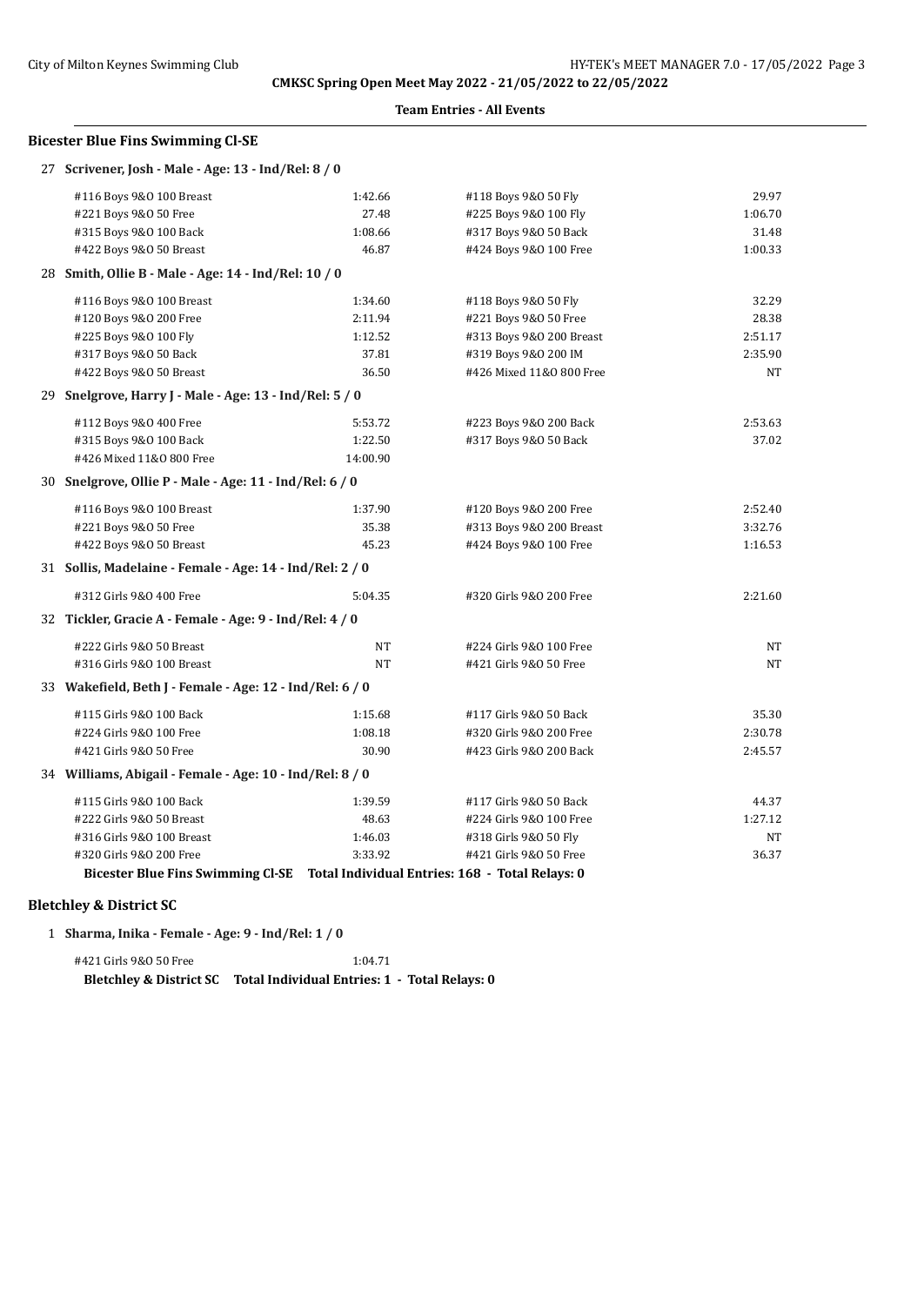CMKSC Spring Open Meet May 2022 - 21/05/2022 to 22/05/2022

**Team Entries - All Events**

## Bicester Blue Fins Swimming Cl-SE

### 27 Scrivener, Josh - Male - Age: 13 - Ind/Rel: 8 / 0

| Event | Time | Event | Time |
|---|---|---|---|
| #116 Boys 9&O 100 Breast | 1:42.66 | #118 Boys 9&O 50 Fly | 29.97 |
| #221 Boys 9&O 50 Free | 27.48 | #225 Boys 9&O 100 Fly | 1:06.70 |
| #315 Boys 9&O 100 Back | 1:08.66 | #317 Boys 9&O 50 Back | 31.48 |
| #422 Boys 9&O 50 Breast | 46.87 | #424 Boys 9&O 100 Free | 1:00.33 |

### 28 Smith, Ollie B - Male - Age: 14 - Ind/Rel: 10 / 0

| Event | Time | Event | Time |
|---|---|---|---|
| #116 Boys 9&O 100 Breast | 1:34.60 | #118 Boys 9&O 50 Fly | 32.29 |
| #120 Boys 9&O 200 Free | 2:11.94 | #221 Boys 9&O 50 Free | 28.38 |
| #225 Boys 9&O 100 Fly | 1:12.52 | #313 Boys 9&O 200 Breast | 2:51.17 |
| #317 Boys 9&O 50 Back | 37.81 | #319 Boys 9&O 200 IM | 2:35.90 |
| #422 Boys 9&O 50 Breast | 36.50 | #426 Mixed 11&O 800 Free | NT |

### 29 Snelgrove, Harry J - Male - Age: 13 - Ind/Rel: 5 / 0

| Event | Time | Event | Time |
|---|---|---|---|
| #112 Boys 9&O 400 Free | 5:53.72 | #223 Boys 9&O 200 Back | 2:53.63 |
| #315 Boys 9&O 100 Back | 1:22.50 | #317 Boys 9&O 50 Back | 37.02 |
| #426 Mixed 11&O 800 Free | 14:00.90 | | |

### 30 Snelgrove, Ollie P - Male - Age: 11 - Ind/Rel: 6 / 0

| Event | Time | Event | Time |
|---|---|---|---|
| #116 Boys 9&O 100 Breast | 1:37.90 | #120 Boys 9&O 200 Free | 2:52.40 |
| #221 Boys 9&O 50 Free | 35.38 | #313 Boys 9&O 200 Breast | 3:32.76 |
| #422 Boys 9&O 50 Breast | 45.23 | #424 Boys 9&O 100 Free | 1:16.53 |

### 31 Sollis, Madelaine - Female - Age: 14 - Ind/Rel: 2 / 0

| Event | Time | Event | Time |
|---|---|---|---|
| #312 Girls 9&O 400 Free | 5:04.35 | #320 Girls 9&O 200 Free | 2:21.60 |

### 32 Tickler, Gracie A - Female - Age: 9 - Ind/Rel: 4 / 0

| Event | Time | Event | Time |
|---|---|---|---|
| #222 Girls 9&O 50 Breast | NT | #224 Girls 9&O 100 Free | NT |
| #316 Girls 9&O 100 Breast | NT | #421 Girls 9&O 50 Free | NT |

### 33 Wakefield, Beth J - Female - Age: 12 - Ind/Rel: 6 / 0

| Event | Time | Event | Time |
|---|---|---|---|
| #115 Girls 9&O 100 Back | 1:15.68 | #117 Girls 9&O 50 Back | 35.30 |
| #224 Girls 9&O 100 Free | 1:08.18 | #320 Girls 9&O 200 Free | 2:30.78 |
| #421 Girls 9&O 50 Free | 30.90 | #423 Girls 9&O 200 Back | 2:45.57 |

### 34 Williams, Abigail - Female - Age: 10 - Ind/Rel: 8 / 0

| Event | Time | Event | Time |
|---|---|---|---|
| #115 Girls 9&O 100 Back | 1:39.59 | #117 Girls 9&O 50 Back | 44.37 |
| #222 Girls 9&O 50 Breast | 48.63 | #224 Girls 9&O 100 Free | 1:27.12 |
| #316 Girls 9&O 100 Breast | 1:46.03 | #318 Girls 9&O 50 Fly | NT |
| #320 Girls 9&O 200 Free | 3:33.92 | #421 Girls 9&O 50 Free | 36.37 |

**Bicester Blue Fins Swimming Cl-SE Total Individual Entries: 168 - Total Relays: 0**

## Bletchley & District SC

### 1 Sharma, Inika - Female - Age: 9 - Ind/Rel: 1 / 0

| Event | Time |
|---|---|
| #421 Girls 9&O 50 Free | 1:04.71 |

**Bletchley & District SC Total Individual Entries: 1 - Total Relays: 0**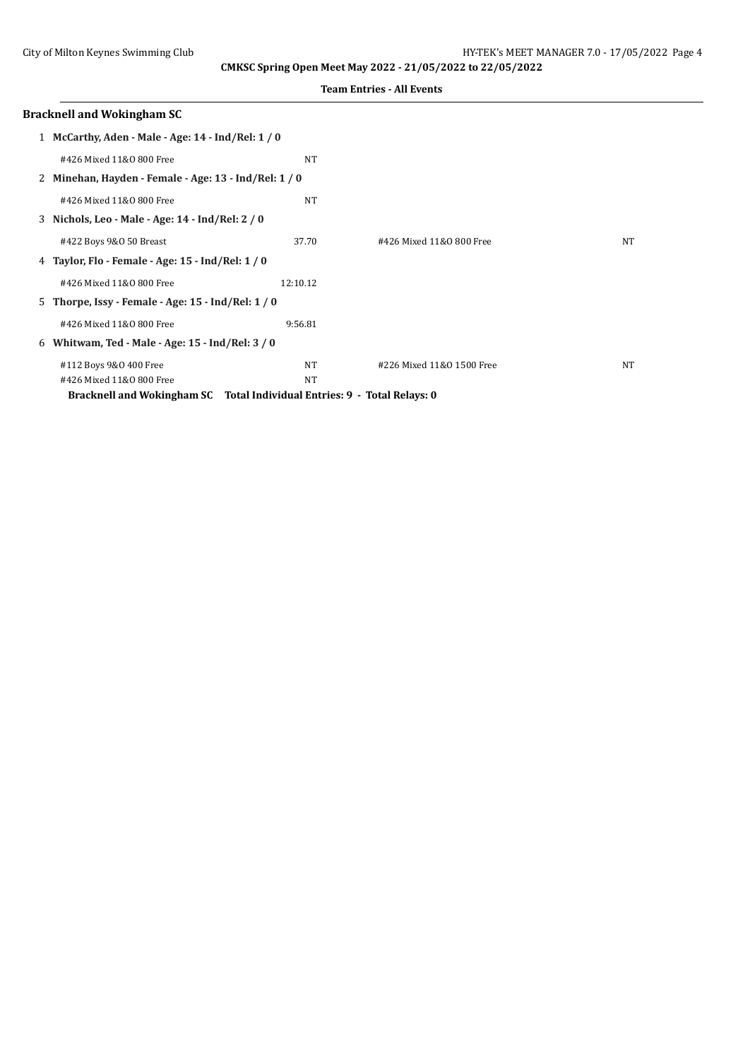## Bracknell and Wokingham SC

1. **McCarthy, Aden - Male - Age: 14 - Ind/Rel: 1 / 0**

| Event | Time | Event | Time |
|---|---|---|---|
| #426 Mixed 11&O 800 Free | NT | | |

2. **Minehan, Hayden - Female - Age: 13 - Ind/Rel: 1 / 0**

| Event | Time | Event | Time |
|---|---|---|---|
| #426 Mixed 11&O 800 Free | NT | | |

3. **Nichols, Leo - Male - Age: 14 - Ind/Rel: 2 / 0**

| Event | Time | Event | Time |
|---|---|---|---|
| #422 Boys 9&O 50 Breast | 37.70 | #426 Mixed 11&O 800 Free | NT |

4. **Taylor, Flo - Female - Age: 15 - Ind/Rel: 1 / 0**

| Event | Time | Event | Time |
|---|---|---|---|
| #426 Mixed 11&O 800 Free | 12:10.12 | | |

5. **Thorpe, Issy - Female - Age: 15 - Ind/Rel: 1 / 0**

| Event | Time | Event | Time |
|---|---|---|---|
| #426 Mixed 11&O 800 Free | 9:56.81 | | |

6. **Whitwam, Ted - Male - Age: 15 - Ind/Rel: 3 / 0**

| Event | Time | Event | Time |
|---|---|---|---|
| #112 Boys 9&O 400 Free | NT | #226 Mixed 11&O 1500 Free | NT |
| #426 Mixed 11&O 800 Free | NT | | |

**Bracknell and Wokingham SC Total Individual Entries: 9 - Total Relays: 0**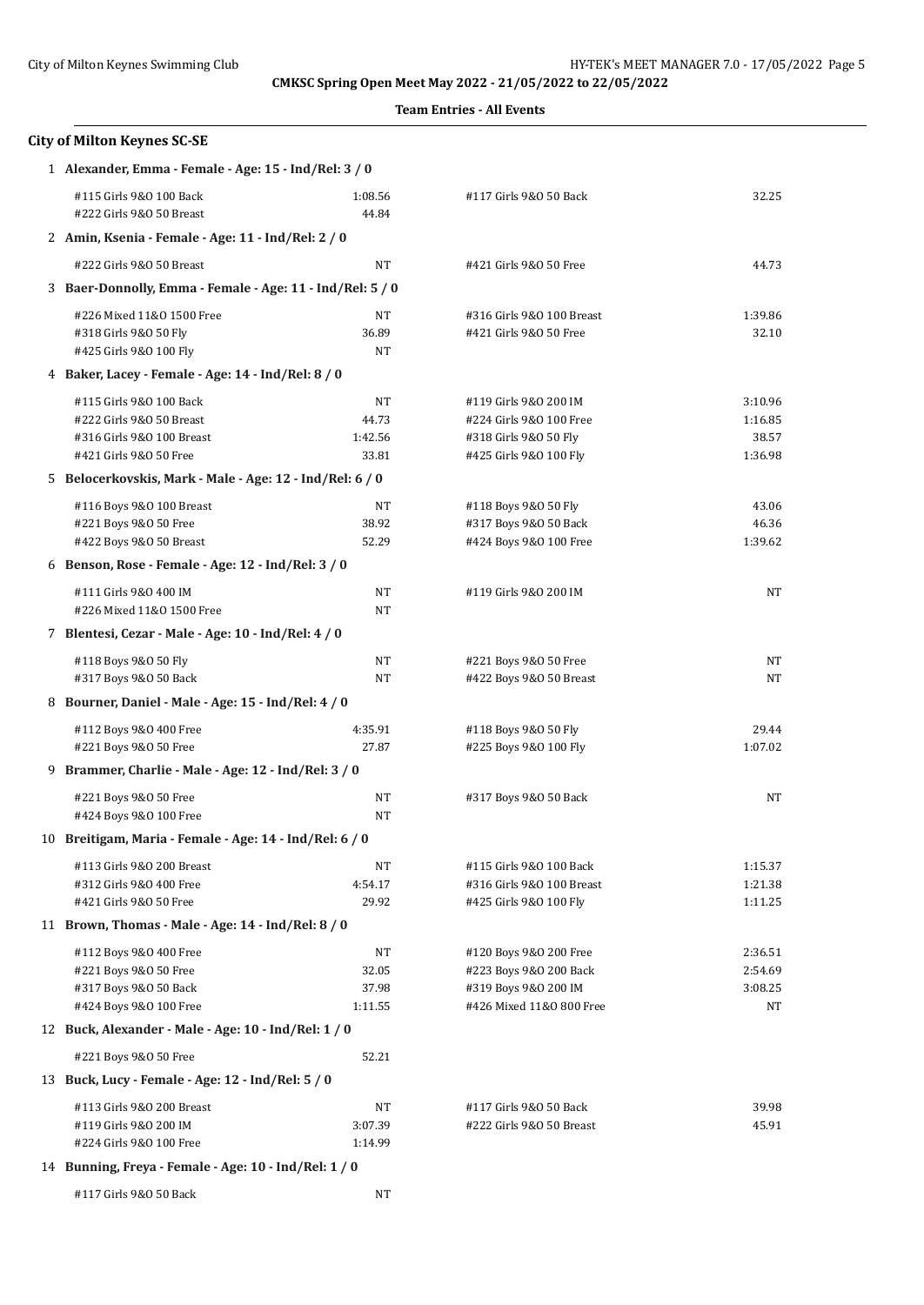CMKSC Spring Open Meet May 2022 - 21/05/2022 to 22/05/2022

**Team Entries - All Events**

## City of Milton Keynes SC-SE

### 1 Alexander, Emma - Female - Age: 15 - Ind/Rel: 3 / 0

| Event | Time | Event | Time |
|---|---|---|---|
| #115 Girls 9&O 100 Back | 1:08.56 | #117 Girls 9&O 50 Back | 32.25 |
| #222 Girls 9&O 50 Breast | 44.84 | | |

### 2 Amin, Ksenia - Female - Age: 11 - Ind/Rel: 2 / 0

| Event | Time | Event | Time |
|---|---|---|---|
| #222 Girls 9&O 50 Breast | NT | #421 Girls 9&O 50 Free | 44.73 |

### 3 Baer-Donnolly, Emma - Female - Age: 11 - Ind/Rel: 5 / 0

| Event | Time | Event | Time |
|---|---|---|---|
| #226 Mixed 11&O 1500 Free | NT | #316 Girls 9&O 100 Breast | 1:39.86 |
| #318 Girls 9&O 50 Fly | 36.89 | #421 Girls 9&O 50 Free | 32.10 |
| #425 Girls 9&O 100 Fly | NT | | |

### 4 Baker, Lacey - Female - Age: 14 - Ind/Rel: 8 / 0

| Event | Time | Event | Time |
|---|---|---|---|
| #115 Girls 9&O 100 Back | NT | #119 Girls 9&O 200 IM | 3:10.96 |
| #222 Girls 9&O 50 Breast | 44.73 | #224 Girls 9&O 100 Free | 1:16.85 |
| #316 Girls 9&O 100 Breast | 1:42.56 | #318 Girls 9&O 50 Fly | 38.57 |
| #421 Girls 9&O 50 Free | 33.81 | #425 Girls 9&O 100 Fly | 1:36.98 |

### 5 Belocerkovskis, Mark - Male - Age: 12 - Ind/Rel: 6 / 0

| Event | Time | Event | Time |
|---|---|---|---|
| #116 Boys 9&O 100 Breast | NT | #118 Boys 9&O 50 Fly | 43.06 |
| #221 Boys 9&O 50 Free | 38.92 | #317 Boys 9&O 50 Back | 46.36 |
| #422 Boys 9&O 50 Breast | 52.29 | #424 Boys 9&O 100 Free | 1:39.62 |

### 6 Benson, Rose - Female - Age: 12 - Ind/Rel: 3 / 0

| Event | Time | Event | Time |
|---|---|---|---|
| #111 Girls 9&O 400 IM | NT | #119 Girls 9&O 200 IM | NT |
| #226 Mixed 11&O 1500 Free | NT | | |

### 7 Blentesi, Cezar - Male - Age: 10 - Ind/Rel: 4 / 0

| Event | Time | Event | Time |
|---|---|---|---|
| #118 Boys 9&O 50 Fly | NT | #221 Boys 9&O 50 Free | NT |
| #317 Boys 9&O 50 Back | NT | #422 Boys 9&O 50 Breast | NT |

### 8 Bourner, Daniel - Male - Age: 15 - Ind/Rel: 4 / 0

| Event | Time | Event | Time |
|---|---|---|---|
| #112 Boys 9&O 400 Free | 4:35.91 | #118 Boys 9&O 50 Fly | 29.44 |
| #221 Boys 9&O 50 Free | 27.87 | #225 Boys 9&O 100 Fly | 1:07.02 |

### 9 Brammer, Charlie - Male - Age: 12 - Ind/Rel: 3 / 0

| Event | Time | Event | Time |
|---|---|---|---|
| #221 Boys 9&O 50 Free | NT | #317 Boys 9&O 50 Back | NT |
| #424 Boys 9&O 100 Free | NT | | |

### 10 Breitigam, Maria - Female - Age: 14 - Ind/Rel: 6 / 0

| Event | Time | Event | Time |
|---|---|---|---|
| #113 Girls 9&O 200 Breast | NT | #115 Girls 9&O 100 Back | 1:15.37 |
| #312 Girls 9&O 400 Free | 4:54.17 | #316 Girls 9&O 100 Breast | 1:21.38 |
| #421 Girls 9&O 50 Free | 29.92 | #425 Girls 9&O 100 Fly | 1:11.25 |

### 11 Brown, Thomas - Male - Age: 14 - Ind/Rel: 8 / 0

| Event | Time | Event | Time |
|---|---|---|---|
| #112 Boys 9&O 400 Free | NT | #120 Boys 9&O 200 Free | 2:36.51 |
| #221 Boys 9&O 50 Free | 32.05 | #223 Boys 9&O 200 Back | 2:54.69 |
| #317 Boys 9&O 50 Back | 37.98 | #319 Boys 9&O 200 IM | 3:08.25 |
| #424 Boys 9&O 100 Free | 1:11.55 | #426 Mixed 11&O 800 Free | NT |

### 12 Buck, Alexander - Male - Age: 10 - Ind/Rel: 1 / 0

| Event | Time |
|---|---|
| #221 Boys 9&O 50 Free | 52.21 |

### 13 Buck, Lucy - Female - Age: 12 - Ind/Rel: 5 / 0

| Event | Time | Event | Time |
|---|---|---|---|
| #113 Girls 9&O 200 Breast | NT | #117 Girls 9&O 50 Back | 39.98 |
| #119 Girls 9&O 200 IM | 3:07.39 | #222 Girls 9&O 50 Breast | 45.91 |
| #224 Girls 9&O 100 Free | 1:14.99 | | |

### 14 Bunning, Freya - Female - Age: 10 - Ind/Rel: 1 / 0

| Event | Time |
|---|---|
| #117 Girls 9&O 50 Back | NT |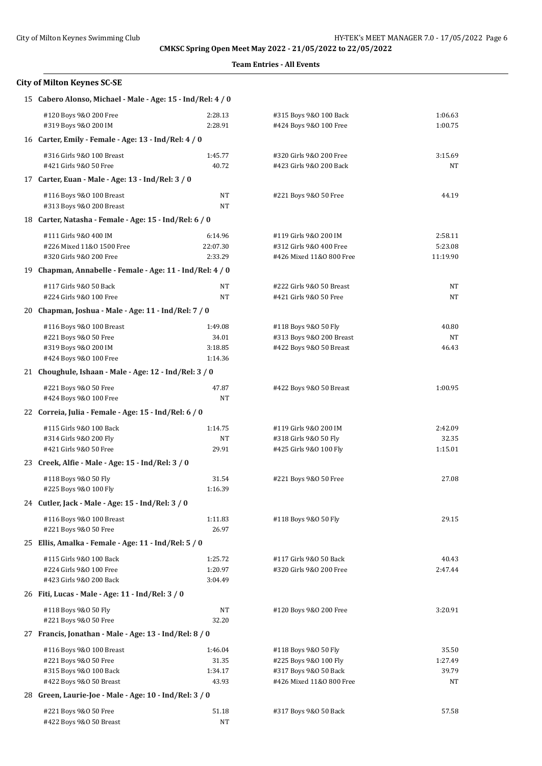**CMKSC Spring Open Meet May 2022 - 21/05/2022 to 22/05/2022**

**Team Entries - All Events**

## City of Milton Keynes SC-SE

### 15 Cabero Alonso, Michael - Male - Age: 15 - Ind/Rel: 4 / 0

| Event | Time | Event | Time |
|---|---|---|---|
| #120 Boys 9&O 200 Free | 2:28.13 | #315 Boys 9&O 100 Back | 1:06.63 |
| #319 Boys 9&O 200 IM | 2:28.91 | #424 Boys 9&O 100 Free | 1:00.75 |

### 16 Carter, Emily - Female - Age: 13 - Ind/Rel: 4 / 0

| Event | Time | Event | Time |
|---|---|---|---|
| #316 Girls 9&O 100 Breast | 1:45.77 | #320 Girls 9&O 200 Free | 3:15.69 |
| #421 Girls 9&O 50 Free | 40.72 | #423 Girls 9&O 200 Back | NT |

### 17 Carter, Euan - Male - Age: 13 - Ind/Rel: 3 / 0

| Event | Time | Event | Time |
|---|---|---|---|
| #116 Boys 9&O 100 Breast | NT | #221 Boys 9&O 50 Free | 44.19 |
| #313 Boys 9&O 200 Breast | NT | | |

### 18 Carter, Natasha - Female - Age: 15 - Ind/Rel: 6 / 0

| Event | Time | Event | Time |
|---|---|---|---|
| #111 Girls 9&O 400 IM | 6:14.96 | #119 Girls 9&O 200 IM | 2:58.11 |
| #226 Mixed 11&O 1500 Free | 22:07.30 | #312 Girls 9&O 400 Free | 5:23.08 |
| #320 Girls 9&O 200 Free | 2:33.29 | #426 Mixed 11&O 800 Free | 11:19.90 |

### 19 Chapman, Annabelle - Female - Age: 11 - Ind/Rel: 4 / 0

| Event | Time | Event | Time |
|---|---|---|---|
| #117 Girls 9&O 50 Back | NT | #222 Girls 9&O 50 Breast | NT |
| #224 Girls 9&O 100 Free | NT | #421 Girls 9&O 50 Free | NT |

### 20 Chapman, Joshua - Male - Age: 11 - Ind/Rel: 7 / 0

| Event | Time | Event | Time |
|---|---|---|---|
| #116 Boys 9&O 100 Breast | 1:49.08 | #118 Boys 9&O 50 Fly | 40.80 |
| #221 Boys 9&O 50 Free | 34.01 | #313 Boys 9&O 200 Breast | NT |
| #319 Boys 9&O 200 IM | 3:18.85 | #422 Boys 9&O 50 Breast | 46.43 |
| #424 Boys 9&O 100 Free | 1:14.36 | | |

### 21 Choughule, Ishaan - Male - Age: 12 - Ind/Rel: 3 / 0

| Event | Time | Event | Time |
|---|---|---|---|
| #221 Boys 9&O 50 Free | 47.87 | #422 Boys 9&O 50 Breast | 1:00.95 |
| #424 Boys 9&O 100 Free | NT | | |

### 22 Correia, Julia - Female - Age: 15 - Ind/Rel: 6 / 0

| Event | Time | Event | Time |
|---|---|---|---|
| #115 Girls 9&O 100 Back | 1:14.75 | #119 Girls 9&O 200 IM | 2:42.09 |
| #314 Girls 9&O 200 Fly | NT | #318 Girls 9&O 50 Fly | 32.35 |
| #421 Girls 9&O 50 Free | 29.91 | #425 Girls 9&O 100 Fly | 1:15.01 |

### 23 Creek, Alfie - Male - Age: 15 - Ind/Rel: 3 / 0

| Event | Time | Event | Time |
|---|---|---|---|
| #118 Boys 9&O 50 Fly | 31.54 | #221 Boys 9&O 50 Free | 27.08 |
| #225 Boys 9&O 100 Fly | 1:16.39 | | |

### 24 Cutler, Jack - Male - Age: 15 - Ind/Rel: 3 / 0

| Event | Time | Event | Time |
|---|---|---|---|
| #116 Boys 9&O 100 Breast | 1:11.83 | #118 Boys 9&O 50 Fly | 29.15 |
| #221 Boys 9&O 50 Free | 26.97 | | |

### 25 Ellis, Amalka - Female - Age: 11 - Ind/Rel: 5 / 0

| Event | Time | Event | Time |
|---|---|---|---|
| #115 Girls 9&O 100 Back | 1:25.72 | #117 Girls 9&O 50 Back | 40.43 |
| #224 Girls 9&O 100 Free | 1:20.97 | #320 Girls 9&O 200 Free | 2:47.44 |
| #423 Girls 9&O 200 Back | 3:04.49 | | |

### 26 Fiti, Lucas - Male - Age: 11 - Ind/Rel: 3 / 0

| Event | Time | Event | Time |
|---|---|---|---|
| #118 Boys 9&O 50 Fly | NT | #120 Boys 9&O 200 Free | 3:20.91 |
| #221 Boys 9&O 50 Free | 32.20 | | |

### 27 Francis, Jonathan - Male - Age: 13 - Ind/Rel: 8 / 0

| Event | Time | Event | Time |
|---|---|---|---|
| #116 Boys 9&O 100 Breast | 1:46.04 | #118 Boys 9&O 50 Fly | 35.50 |
| #221 Boys 9&O 50 Free | 31.35 | #225 Boys 9&O 100 Fly | 1:27.49 |
| #315 Boys 9&O 100 Back | 1:34.17 | #317 Boys 9&O 50 Back | 39.79 |
| #422 Boys 9&O 50 Breast | 43.93 | #426 Mixed 11&O 800 Free | NT |

### 28 Green, Laurie-Joe - Male - Age: 10 - Ind/Rel: 3 / 0

| Event | Time | Event | Time |
|---|---|---|---|
| #221 Boys 9&O 50 Free | 51.18 | #317 Boys 9&O 50 Back | 57.58 |
| #422 Boys 9&O 50 Breast | NT | | |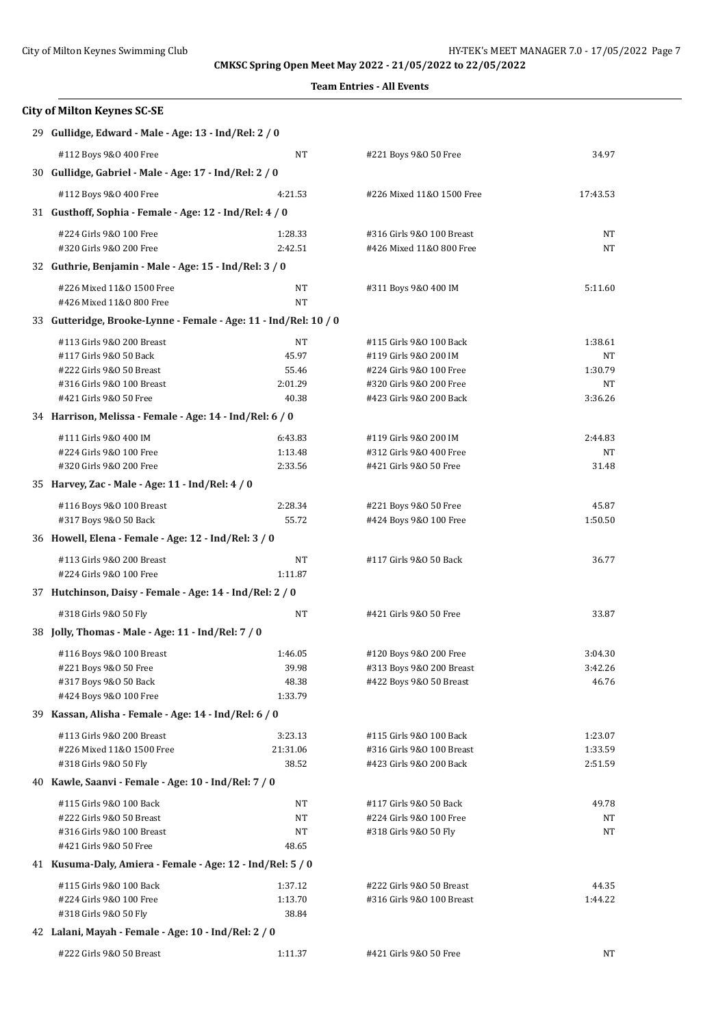**CMKSC Spring Open Meet May 2022 - 21/05/2022 to 22/05/2022**

**Team Entries - All Events**

### City of Milton Keynes SC-SE

**29 Gullidge, Edward - Male - Age: 13 - Ind/Rel: 2 / 0**

| Event | Time | Event | Time |
|---|---|---|---|
| #112 Boys 9&O 400 Free | NT | #221 Boys 9&O 50 Free | 34.97 |

**30 Gullidge, Gabriel - Male - Age: 17 - Ind/Rel: 2 / 0**

| Event | Time | Event | Time |
|---|---|---|---|
| #112 Boys 9&O 400 Free | 4:21.53 | #226 Mixed 11&O 1500 Free | 17:43.53 |

**31 Gusthoff, Sophia - Female - Age: 12 - Ind/Rel: 4 / 0**

| Event | Time | Event | Time |
|---|---|---|---|
| #224 Girls 9&O 100 Free | 1:28.33 | #316 Girls 9&O 100 Breast | NT |
| #320 Girls 9&O 200 Free | 2:42.51 | #426 Mixed 11&O 800 Free | NT |

**32 Guthrie, Benjamin - Male - Age: 15 - Ind/Rel: 3 / 0**

| Event | Time | Event | Time |
|---|---|---|---|
| #226 Mixed 11&O 1500 Free | NT | #311 Boys 9&O 400 IM | 5:11.60 |
| #426 Mixed 11&O 800 Free | NT | | |

**33 Gutteridge, Brooke-Lynne - Female - Age: 11 - Ind/Rel: 10 / 0**

| Event | Time | Event | Time |
|---|---|---|---|
| #113 Girls 9&O 200 Breast | NT | #115 Girls 9&O 100 Back | 1:38.61 |
| #117 Girls 9&O 50 Back | 45.97 | #119 Girls 9&O 200 IM | NT |
| #222 Girls 9&O 50 Breast | 55.46 | #224 Girls 9&O 100 Free | 1:30.79 |
| #316 Girls 9&O 100 Breast | 2:01.29 | #320 Girls 9&O 200 Free | NT |
| #421 Girls 9&O 50 Free | 40.38 | #423 Girls 9&O 200 Back | 3:36.26 |

**34 Harrison, Melissa - Female - Age: 14 - Ind/Rel: 6 / 0**

| Event | Time | Event | Time |
|---|---|---|---|
| #111 Girls 9&O 400 IM | 6:43.83 | #119 Girls 9&O 200 IM | 2:44.83 |
| #224 Girls 9&O 100 Free | 1:13.48 | #312 Girls 9&O 400 Free | NT |
| #320 Girls 9&O 200 Free | 2:33.56 | #421 Girls 9&O 50 Free | 31.48 |

**35 Harvey, Zac - Male - Age: 11 - Ind/Rel: 4 / 0**

| Event | Time | Event | Time |
|---|---|---|---|
| #116 Boys 9&O 100 Breast | 2:28.34 | #221 Boys 9&O 50 Free | 45.87 |
| #317 Boys 9&O 50 Back | 55.72 | #424 Boys 9&O 100 Free | 1:50.50 |

**36 Howell, Elena - Female - Age: 12 - Ind/Rel: 3 / 0**

| Event | Time | Event | Time |
|---|---|---|---|
| #113 Girls 9&O 200 Breast | NT | #117 Girls 9&O 50 Back | 36.77 |
| #224 Girls 9&O 100 Free | 1:11.87 | | |

**37 Hutchinson, Daisy - Female - Age: 14 - Ind/Rel: 2 / 0**

| Event | Time | Event | Time |
|---|---|---|---|
| #318 Girls 9&O 50 Fly | NT | #421 Girls 9&O 50 Free | 33.87 |

**38 Jolly, Thomas - Male - Age: 11 - Ind/Rel: 7 / 0**

| Event | Time | Event | Time |
|---|---|---|---|
| #116 Boys 9&O 100 Breast | 1:46.05 | #120 Boys 9&O 200 Free | 3:04.30 |
| #221 Boys 9&O 50 Free | 39.98 | #313 Boys 9&O 200 Breast | 3:42.26 |
| #317 Boys 9&O 50 Back | 48.38 | #422 Boys 9&O 50 Breast | 46.76 |
| #424 Boys 9&O 100 Free | 1:33.79 | | |

**39 Kassan, Alisha - Female - Age: 14 - Ind/Rel: 6 / 0**

| Event | Time | Event | Time |
|---|---|---|---|
| #113 Girls 9&O 200 Breast | 3:23.13 | #115 Girls 9&O 100 Back | 1:23.07 |
| #226 Mixed 11&O 1500 Free | 21:31.06 | #316 Girls 9&O 100 Breast | 1:33.59 |
| #318 Girls 9&O 50 Fly | 38.52 | #423 Girls 9&O 200 Back | 2:51.59 |

**40 Kawle, Saanvi - Female - Age: 10 - Ind/Rel: 7 / 0**

| Event | Time | Event | Time |
|---|---|---|---|
| #115 Girls 9&O 100 Back | NT | #117 Girls 9&O 50 Back | 49.78 |
| #222 Girls 9&O 50 Breast | NT | #224 Girls 9&O 100 Free | NT |
| #316 Girls 9&O 100 Breast | NT | #318 Girls 9&O 50 Fly | NT |
| #421 Girls 9&O 50 Free | 48.65 | | |

**41 Kusuma-Daly, Amiera - Female - Age: 12 - Ind/Rel: 5 / 0**

| Event | Time | Event | Time |
|---|---|---|---|
| #115 Girls 9&O 100 Back | 1:37.12 | #222 Girls 9&O 50 Breast | 44.35 |
| #224 Girls 9&O 100 Free | 1:13.70 | #316 Girls 9&O 100 Breast | 1:44.22 |
| #318 Girls 9&O 50 Fly | 38.84 | | |

**42 Lalani, Mayah - Female - Age: 10 - Ind/Rel: 2 / 0**

| Event | Time | Event | Time |
|---|---|---|---|
| #222 Girls 9&O 50 Breast | 1:11.37 | #421 Girls 9&O 50 Free | NT |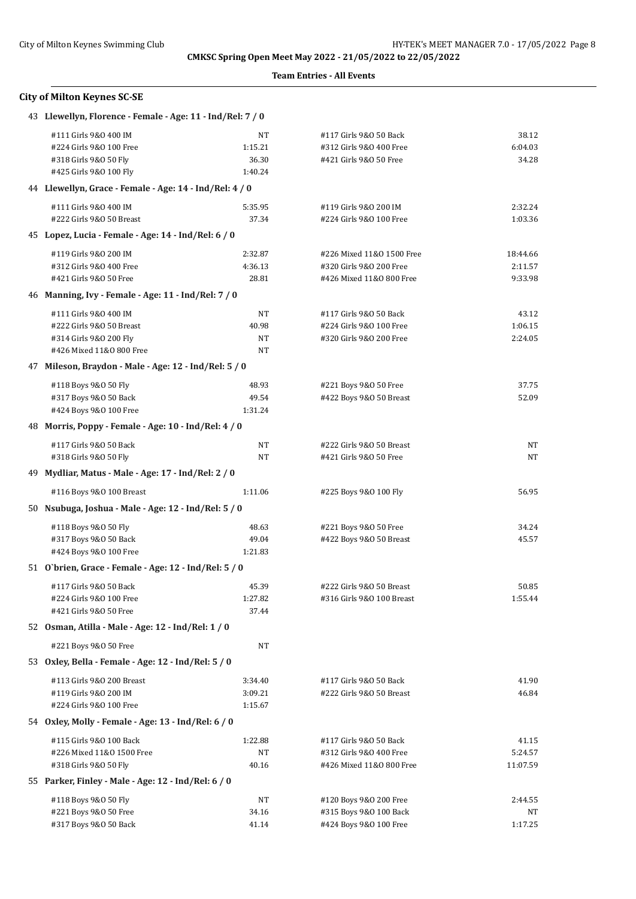**CMKSC Spring Open Meet May 2022 - 21/05/2022 to 22/05/2022**

**Team Entries - All Events**

### City of Milton Keynes SC-SE

**43 Llewellyn, Florence - Female - Age: 11 - Ind/Rel: 7 / 0**

| | | | |
|---|---|---|---|
| #111 Girls 9&O 400 IM | NT | #117 Girls 9&O 50 Back | 38.12 |
| #224 Girls 9&O 100 Free | 1:15.21 | #312 Girls 9&O 400 Free | 6:04.03 |
| #318 Girls 9&O 50 Fly | 36.30 | #421 Girls 9&O 50 Free | 34.28 |
| #425 Girls 9&O 100 Fly | 1:40.24 | | |

**44 Llewellyn, Grace - Female - Age: 14 - Ind/Rel: 4 / 0**

| | | | |
|---|---|---|---|
| #111 Girls 9&O 400 IM | 5:35.95 | #119 Girls 9&O 200 IM | 2:32.24 |
| #222 Girls 9&O 50 Breast | 37.34 | #224 Girls 9&O 100 Free | 1:03.36 |

**45 Lopez, Lucia - Female - Age: 14 - Ind/Rel: 6 / 0**

| | | | |
|---|---|---|---|
| #119 Girls 9&O 200 IM | 2:32.87 | #226 Mixed 11&O 1500 Free | 18:44.66 |
| #312 Girls 9&O 400 Free | 4:36.13 | #320 Girls 9&O 200 Free | 2:11.57 |
| #421 Girls 9&O 50 Free | 28.81 | #426 Mixed 11&O 800 Free | 9:33.98 |

**46 Manning, Ivy - Female - Age: 11 - Ind/Rel: 7 / 0**

| | | | |
|---|---|---|---|
| #111 Girls 9&O 400 IM | NT | #117 Girls 9&O 50 Back | 43.12 |
| #222 Girls 9&O 50 Breast | 40.98 | #224 Girls 9&O 100 Free | 1:06.15 |
| #314 Girls 9&O 200 Fly | NT | #320 Girls 9&O 200 Free | 2:24.05 |
| #426 Mixed 11&O 800 Free | NT | | |

**47 Mileson, Braydon - Male - Age: 12 - Ind/Rel: 5 / 0**

| | | | |
|---|---|---|---|
| #118 Boys 9&O 50 Fly | 48.93 | #221 Boys 9&O 50 Free | 37.75 |
| #317 Boys 9&O 50 Back | 49.54 | #422 Boys 9&O 50 Breast | 52.09 |
| #424 Boys 9&O 100 Free | 1:31.24 | | |

**48 Morris, Poppy - Female - Age: 10 - Ind/Rel: 4 / 0**

| | | | |
|---|---|---|---|
| #117 Girls 9&O 50 Back | NT | #222 Girls 9&O 50 Breast | NT |
| #318 Girls 9&O 50 Fly | NT | #421 Girls 9&O 50 Free | NT |

**49 Mydliar, Matus - Male - Age: 17 - Ind/Rel: 2 / 0**

| | | | |
|---|---|---|---|
| #116 Boys 9&O 100 Breast | 1:11.06 | #225 Boys 9&O 100 Fly | 56.95 |

**50 Nsubuga, Joshua - Male - Age: 12 - Ind/Rel: 5 / 0**

| | | | |
|---|---|---|---|
| #118 Boys 9&O 50 Fly | 48.63 | #221 Boys 9&O 50 Free | 34.24 |
| #317 Boys 9&O 50 Back | 49.04 | #422 Boys 9&O 50 Breast | 45.57 |
| #424 Boys 9&O 100 Free | 1:21.83 | | |

**51 O`brien, Grace - Female - Age: 12 - Ind/Rel: 5 / 0**

| | | | |
|---|---|---|---|
| #117 Girls 9&O 50 Back | 45.39 | #222 Girls 9&O 50 Breast | 50.85 |
| #224 Girls 9&O 100 Free | 1:27.82 | #316 Girls 9&O 100 Breast | 1:55.44 |
| #421 Girls 9&O 50 Free | 37.44 | | |

**52 Osman, Atilla - Male - Age: 12 - Ind/Rel: 1 / 0**

| | | | |
|---|---|---|---|
| #221 Boys 9&O 50 Free | NT | | |

**53 Oxley, Bella - Female - Age: 12 - Ind/Rel: 5 / 0**

| | | | |
|---|---|---|---|
| #113 Girls 9&O 200 Breast | 3:34.40 | #117 Girls 9&O 50 Back | 41.90 |
| #119 Girls 9&O 200 IM | 3:09.21 | #222 Girls 9&O 50 Breast | 46.84 |
| #224 Girls 9&O 100 Free | 1:15.67 | | |

**54 Oxley, Molly - Female - Age: 13 - Ind/Rel: 6 / 0**

| | | | |
|---|---|---|---|
| #115 Girls 9&O 100 Back | 1:22.88 | #117 Girls 9&O 50 Back | 41.15 |
| #226 Mixed 11&O 1500 Free | NT | #312 Girls 9&O 400 Free | 5:24.57 |
| #318 Girls 9&O 50 Fly | 40.16 | #426 Mixed 11&O 800 Free | 11:07.59 |

**55 Parker, Finley - Male - Age: 12 - Ind/Rel: 6 / 0**

| | | | |
|---|---|---|---|
| #118 Boys 9&O 50 Fly | NT | #120 Boys 9&O 200 Free | 2:44.55 |
| #221 Boys 9&O 50 Free | 34.16 | #315 Boys 9&O 100 Back | NT |
| #317 Boys 9&O 50 Back | 41.14 | #424 Boys 9&O 100 Free | 1:17.25 |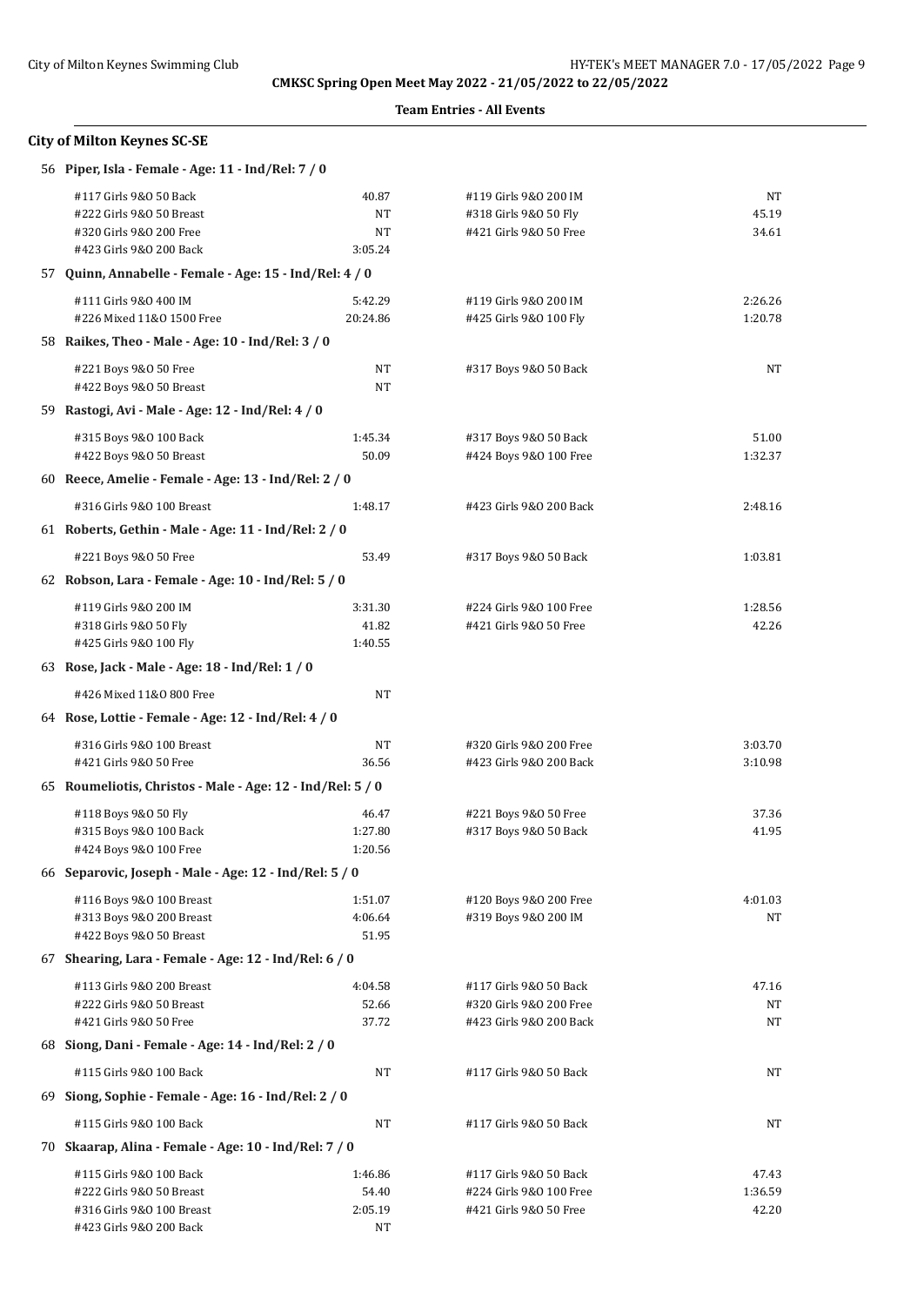CMKSC Spring Open Meet May 2022 - 21/05/2022 to 22/05/2022

**Team Entries - All Events**

## City of Milton Keynes SC-SE

### 56 Piper, Isla - Female - Age: 11 - Ind/Rel: 7 / 0

| Event | Time | Event | Time |
|---|---|---|---|
| #117 Girls 9&O 50 Back | 40.87 | #119 Girls 9&O 200 IM | NT |
| #222 Girls 9&O 50 Breast | NT | #318 Girls 9&O 50 Fly | 45.19 |
| #320 Girls 9&O 200 Free | NT | #421 Girls 9&O 50 Free | 34.61 |
| #423 Girls 9&O 200 Back | 3:05.24 | | |

### 57 Quinn, Annabelle - Female - Age: 15 - Ind/Rel: 4 / 0

| Event | Time | Event | Time |
|---|---|---|---|
| #111 Girls 9&O 400 IM | 5:42.29 | #119 Girls 9&O 200 IM | 2:26.26 |
| #226 Mixed 11&O 1500 Free | 20:24.86 | #425 Girls 9&O 100 Fly | 1:20.78 |

### 58 Raikes, Theo - Male - Age: 10 - Ind/Rel: 3 / 0

| Event | Time | Event | Time |
|---|---|---|---|
| #221 Boys 9&O 50 Free | NT | #317 Boys 9&O 50 Back | NT |
| #422 Boys 9&O 50 Breast | NT | | |

### 59 Rastogi, Avi - Male - Age: 12 - Ind/Rel: 4 / 0

| Event | Time | Event | Time |
|---|---|---|---|
| #315 Boys 9&O 100 Back | 1:45.34 | #317 Boys 9&O 50 Back | 51.00 |
| #422 Boys 9&O 50 Breast | 50.09 | #424 Boys 9&O 100 Free | 1:32.37 |

### 60 Reece, Amelie - Female - Age: 13 - Ind/Rel: 2 / 0

| Event | Time | Event | Time |
|---|---|---|---|
| #316 Girls 9&O 100 Breast | 1:48.17 | #423 Girls 9&O 200 Back | 2:48.16 |

### 61 Roberts, Gethin - Male - Age: 11 - Ind/Rel: 2 / 0

| Event | Time | Event | Time |
|---|---|---|---|
| #221 Boys 9&O 50 Free | 53.49 | #317 Boys 9&O 50 Back | 1:03.81 |

### 62 Robson, Lara - Female - Age: 10 - Ind/Rel: 5 / 0

| Event | Time | Event | Time |
|---|---|---|---|
| #119 Girls 9&O 200 IM | 3:31.30 | #224 Girls 9&O 100 Free | 1:28.56 |
| #318 Girls 9&O 50 Fly | 41.82 | #421 Girls 9&O 50 Free | 42.26 |
| #425 Girls 9&O 100 Fly | 1:40.55 | | |

### 63 Rose, Jack - Male - Age: 18 - Ind/Rel: 1 / 0

| Event | Time | Event | Time |
|---|---|---|---|
| #426 Mixed 11&O 800 Free | NT | | |

### 64 Rose, Lottie - Female - Age: 12 - Ind/Rel: 4 / 0

| Event | Time | Event | Time |
|---|---|---|---|
| #316 Girls 9&O 100 Breast | NT | #320 Girls 9&O 200 Free | 3:03.70 |
| #421 Girls 9&O 50 Free | 36.56 | #423 Girls 9&O 200 Back | 3:10.98 |

### 65 Roumeliotis, Christos - Male - Age: 12 - Ind/Rel: 5 / 0

| Event | Time | Event | Time |
|---|---|---|---|
| #118 Boys 9&O 50 Fly | 46.47 | #221 Boys 9&O 50 Free | 37.36 |
| #315 Boys 9&O 100 Back | 1:27.80 | #317 Boys 9&O 50 Back | 41.95 |
| #424 Boys 9&O 100 Free | 1:20.56 | | |

### 66 Separovic, Joseph - Male - Age: 12 - Ind/Rel: 5 / 0

| Event | Time | Event | Time |
|---|---|---|---|
| #116 Boys 9&O 100 Breast | 1:51.07 | #120 Boys 9&O 200 Free | 4:01.03 |
| #313 Boys 9&O 200 Breast | 4:06.64 | #319 Boys 9&O 200 IM | NT |
| #422 Boys 9&O 50 Breast | 51.95 | | |

### 67 Shearing, Lara - Female - Age: 12 - Ind/Rel: 6 / 0

| Event | Time | Event | Time |
|---|---|---|---|
| #113 Girls 9&O 200 Breast | 4:04.58 | #117 Girls 9&O 50 Back | 47.16 |
| #222 Girls 9&O 50 Breast | 52.66 | #320 Girls 9&O 200 Free | NT |
| #421 Girls 9&O 50 Free | 37.72 | #423 Girls 9&O 200 Back | NT |

### 68 Siong, Dani - Female - Age: 14 - Ind/Rel: 2 / 0

| Event | Time | Event | Time |
|---|---|---|---|
| #115 Girls 9&O 100 Back | NT | #117 Girls 9&O 50 Back | NT |

### 69 Siong, Sophie - Female - Age: 16 - Ind/Rel: 2 / 0

| Event | Time | Event | Time |
|---|---|---|---|
| #115 Girls 9&O 100 Back | NT | #117 Girls 9&O 50 Back | NT |

### 70 Skaarap, Alina - Female - Age: 10 - Ind/Rel: 7 / 0

| Event | Time | Event | Time |
|---|---|---|---|
| #115 Girls 9&O 100 Back | 1:46.86 | #117 Girls 9&O 50 Back | 47.43 |
| #222 Girls 9&O 50 Breast | 54.40 | #224 Girls 9&O 100 Free | 1:36.59 |
| #316 Girls 9&O 100 Breast | 2:05.19 | #421 Girls 9&O 50 Free | 42.20 |
| #423 Girls 9&O 200 Back | NT | | |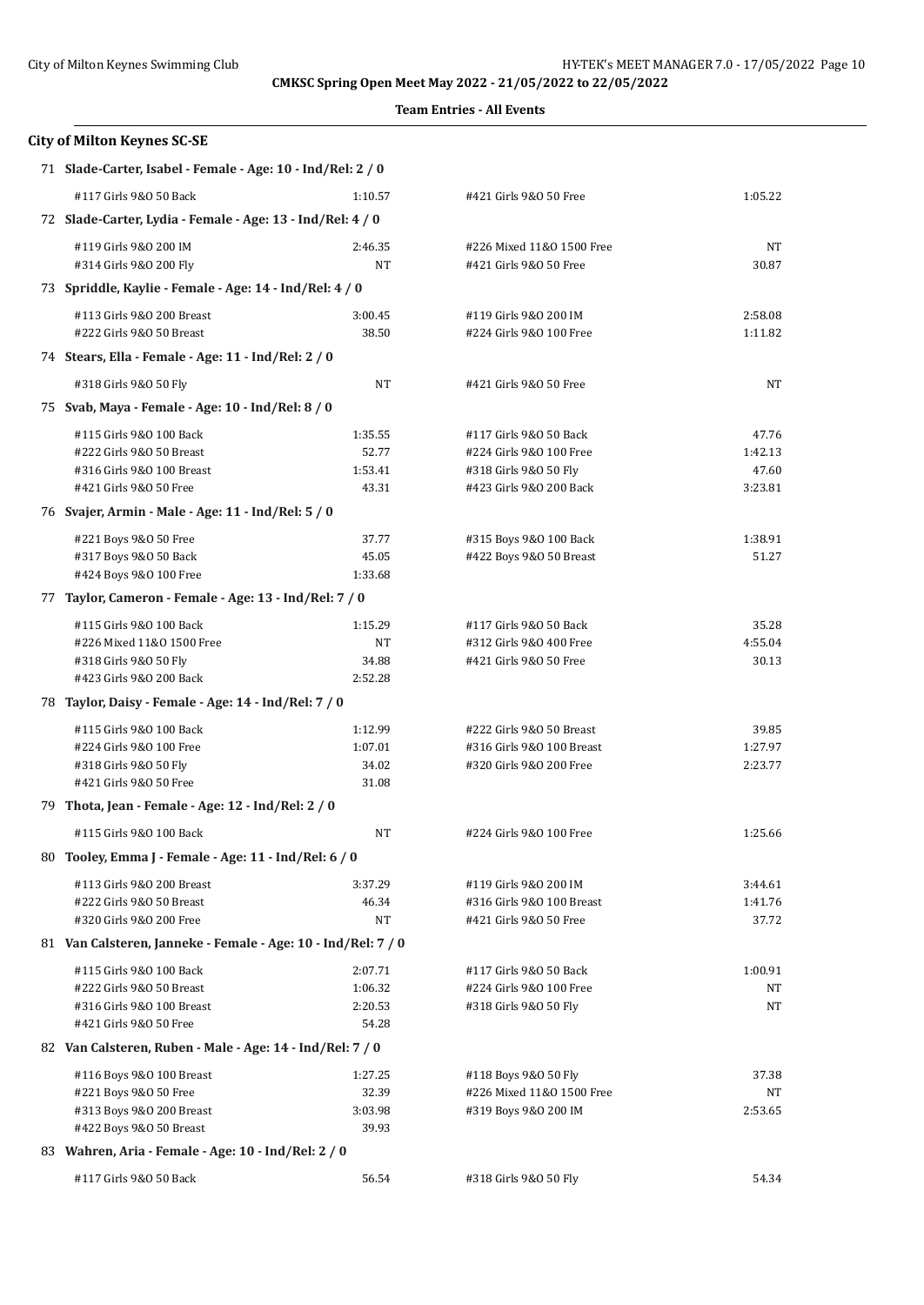**CMKSC Spring Open Meet May 2022 - 21/05/2022 to 22/05/2022**

**Team Entries - All Events**

## City of Milton Keynes SC-SE

**71 Slade-Carter, Isabel - Female - Age: 10 - Ind/Rel: 2 / 0**

| Event | Time | Event | Time |
|---|---|---|---|
| #117 Girls 9&O 50 Back | 1:10.57 | #421 Girls 9&O 50 Free | 1:05.22 |

**72 Slade-Carter, Lydia - Female - Age: 13 - Ind/Rel: 4 / 0**

| Event | Time | Event | Time |
|---|---|---|---|
| #119 Girls 9&O 200 IM | 2:46.35 | #226 Mixed 11&O 1500 Free | NT |
| #314 Girls 9&O 200 Fly | NT | #421 Girls 9&O 50 Free | 30.87 |

**73 Spriddle, Kaylie - Female - Age: 14 - Ind/Rel: 4 / 0**

| Event | Time | Event | Time |
|---|---|---|---|
| #113 Girls 9&O 200 Breast | 3:00.45 | #119 Girls 9&O 200 IM | 2:58.08 |
| #222 Girls 9&O 50 Breast | 38.50 | #224 Girls 9&O 100 Free | 1:11.82 |

**74 Stears, Ella - Female - Age: 11 - Ind/Rel: 2 / 0**

| Event | Time | Event | Time |
|---|---|---|---|
| #318 Girls 9&O 50 Fly | NT | #421 Girls 9&O 50 Free | NT |

**75 Svab, Maya - Female - Age: 10 - Ind/Rel: 8 / 0**

| Event | Time | Event | Time |
|---|---|---|---|
| #115 Girls 9&O 100 Back | 1:35.55 | #117 Girls 9&O 50 Back | 47.76 |
| #222 Girls 9&O 50 Breast | 52.77 | #224 Girls 9&O 100 Free | 1:42.13 |
| #316 Girls 9&O 100 Breast | 1:53.41 | #318 Girls 9&O 50 Fly | 47.60 |
| #421 Girls 9&O 50 Free | 43.31 | #423 Girls 9&O 200 Back | 3:23.81 |

**76 Svajer, Armin - Male - Age: 11 - Ind/Rel: 5 / 0**

| Event | Time | Event | Time |
|---|---|---|---|
| #221 Boys 9&O 50 Free | 37.77 | #315 Boys 9&O 100 Back | 1:38.91 |
| #317 Boys 9&O 50 Back | 45.05 | #422 Boys 9&O 50 Breast | 51.27 |
| #424 Boys 9&O 100 Free | 1:33.68 | | |

**77 Taylor, Cameron - Female - Age: 13 - Ind/Rel: 7 / 0**

| Event | Time | Event | Time |
|---|---|---|---|
| #115 Girls 9&O 100 Back | 1:15.29 | #117 Girls 9&O 50 Back | 35.28 |
| #226 Mixed 11&O 1500 Free | NT | #312 Girls 9&O 400 Free | 4:55.04 |
| #318 Girls 9&O 50 Fly | 34.88 | #421 Girls 9&O 50 Free | 30.13 |
| #423 Girls 9&O 200 Back | 2:52.28 | | |

**78 Taylor, Daisy - Female - Age: 14 - Ind/Rel: 7 / 0**

| Event | Time | Event | Time |
|---|---|---|---|
| #115 Girls 9&O 100 Back | 1:12.99 | #222 Girls 9&O 50 Breast | 39.85 |
| #224 Girls 9&O 100 Free | 1:07.01 | #316 Girls 9&O 100 Breast | 1:27.97 |
| #318 Girls 9&O 50 Fly | 34.02 | #320 Girls 9&O 200 Free | 2:23.77 |
| #421 Girls 9&O 50 Free | 31.08 | | |

**79 Thota, Jean - Female - Age: 12 - Ind/Rel: 2 / 0**

| Event | Time | Event | Time |
|---|---|---|---|
| #115 Girls 9&O 100 Back | NT | #224 Girls 9&O 100 Free | 1:25.66 |

**80 Tooley, Emma J - Female - Age: 11 - Ind/Rel: 6 / 0**

| Event | Time | Event | Time |
|---|---|---|---|
| #113 Girls 9&O 200 Breast | 3:37.29 | #119 Girls 9&O 200 IM | 3:44.61 |
| #222 Girls 9&O 50 Breast | 46.34 | #316 Girls 9&O 100 Breast | 1:41.76 |
| #320 Girls 9&O 200 Free | NT | #421 Girls 9&O 50 Free | 37.72 |

**81 Van Calsteren, Janneke - Female - Age: 10 - Ind/Rel: 7 / 0**

| Event | Time | Event | Time |
|---|---|---|---|
| #115 Girls 9&O 100 Back | 2:07.71 | #117 Girls 9&O 50 Back | 1:00.91 |
| #222 Girls 9&O 50 Breast | 1:06.32 | #224 Girls 9&O 100 Free | NT |
| #316 Girls 9&O 100 Breast | 2:20.53 | #318 Girls 9&O 50 Fly | NT |
| #421 Girls 9&O 50 Free | 54.28 | | |

**82 Van Calsteren, Ruben - Male - Age: 14 - Ind/Rel: 7 / 0**

| Event | Time | Event | Time |
|---|---|---|---|
| #116 Boys 9&O 100 Breast | 1:27.25 | #118 Boys 9&O 50 Fly | 37.38 |
| #221 Boys 9&O 50 Free | 32.39 | #226 Mixed 11&O 1500 Free | NT |
| #313 Boys 9&O 200 Breast | 3:03.98 | #319 Boys 9&O 200 IM | 2:53.65 |
| #422 Boys 9&O 50 Breast | 39.93 | | |

**83 Wahren, Aria - Female - Age: 10 - Ind/Rel: 2 / 0**

| Event | Time | Event | Time |
|---|---|---|---|
| #117 Girls 9&O 50 Back | 56.54 | #318 Girls 9&O 50 Fly | 54.34 |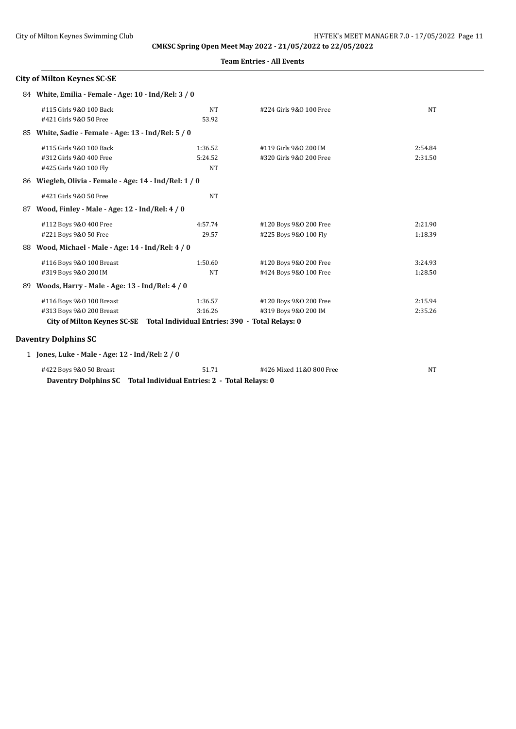**CMKSC Spring Open Meet May 2022 - 21/05/2022 to 22/05/2022**

**Team Entries - All Events**

## City of Milton Keynes SC-SE

**84 White, Emilia - Female - Age: 10 - Ind/Rel: 3 / 0**

| Event | Time | Event | Time |
|---|---|---|---|
| #115 Girls 9&O 100 Back | NT | #224 Girls 9&O 100 Free | NT |
| #421 Girls 9&O 50 Free | 53.92 | | |

**85 White, Sadie - Female - Age: 13 - Ind/Rel: 5 / 0**

| Event | Time | Event | Time |
|---|---|---|---|
| #115 Girls 9&O 100 Back | 1:36.52 | #119 Girls 9&O 200 IM | 2:54.84 |
| #312 Girls 9&O 400 Free | 5:24.52 | #320 Girls 9&O 200 Free | 2:31.50 |
| #425 Girls 9&O 100 Fly | NT | | |

**86 Wiegleb, Olivia - Female - Age: 14 - Ind/Rel: 1 / 0**

| Event | Time | Event | Time |
|---|---|---|---|
| #421 Girls 9&O 50 Free | NT | | |

**87 Wood, Finley - Male - Age: 12 - Ind/Rel: 4 / 0**

| Event | Time | Event | Time |
|---|---|---|---|
| #112 Boys 9&O 400 Free | 4:57.74 | #120 Boys 9&O 200 Free | 2:21.90 |
| #221 Boys 9&O 50 Free | 29.57 | #225 Boys 9&O 100 Fly | 1:18.39 |

**88 Wood, Michael - Male - Age: 14 - Ind/Rel: 4 / 0**

| Event | Time | Event | Time |
|---|---|---|---|
| #116 Boys 9&O 100 Breast | 1:50.60 | #120 Boys 9&O 200 Free | 3:24.93 |
| #319 Boys 9&O 200 IM | NT | #424 Boys 9&O 100 Free | 1:28.50 |

**89 Woods, Harry - Male - Age: 13 - Ind/Rel: 4 / 0**

| Event | Time | Event | Time |
|---|---|---|---|
| #116 Boys 9&O 100 Breast | 1:36.57 | #120 Boys 9&O 200 Free | 2:15.94 |
| #313 Boys 9&O 200 Breast | 3:16.26 | #319 Boys 9&O 200 IM | 2:35.26 |

**City of Milton Keynes SC-SE Total Individual Entries: 390 - Total Relays: 0**

## Daventry Dolphins SC

**1 Jones, Luke - Male - Age: 12 - Ind/Rel: 2 / 0**

| Event | Time | Event | Time |
|---|---|---|---|
| #422 Boys 9&O 50 Breast | 51.71 | #426 Mixed 11&O 800 Free | NT |

**Daventry Dolphins SC Total Individual Entries: 2 - Total Relays: 0**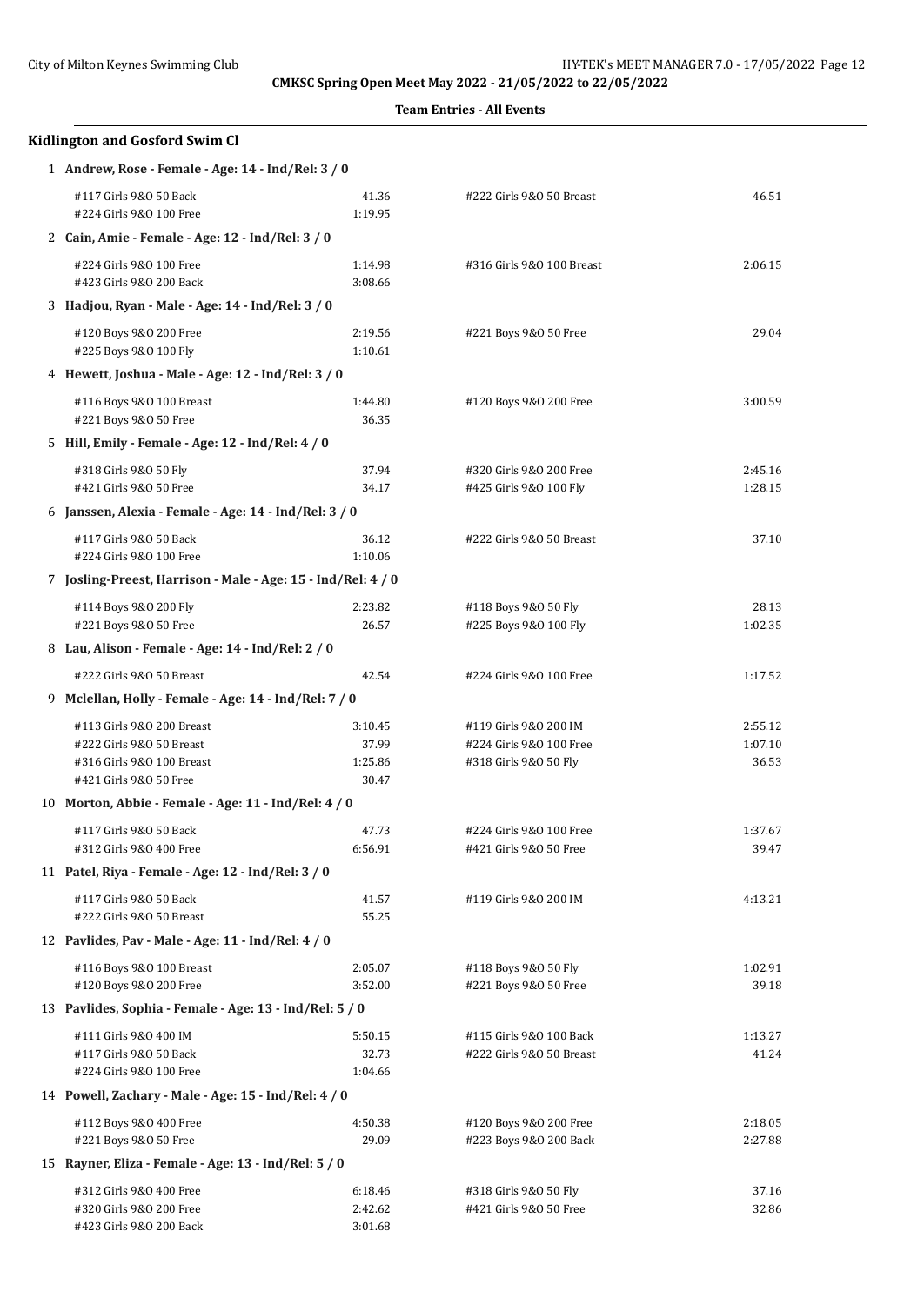**CMKSC Spring Open Meet May 2022 - 21/05/2022 to 22/05/2022**

**Team Entries - All Events**

## Kidlington and Gosford Swim Cl

**1 Andrew, Rose - Female - Age: 14 - Ind/Rel: 3 / 0**

| Event | Time | Event | Time |
|---|---|---|---|
| #117 Girls 9&O 50 Back | 41.36 | #222 Girls 9&O 50 Breast | 46.51 |
| #224 Girls 9&O 100 Free | 1:19.95 | | |

**2 Cain, Amie - Female - Age: 12 - Ind/Rel: 3 / 0**

| Event | Time | Event | Time |
|---|---|---|---|
| #224 Girls 9&O 100 Free | 1:14.98 | #316 Girls 9&O 100 Breast | 2:06.15 |
| #423 Girls 9&O 200 Back | 3:08.66 | | |

**3 Hadjou, Ryan - Male - Age: 14 - Ind/Rel: 3 / 0**

| Event | Time | Event | Time |
|---|---|---|---|
| #120 Boys 9&O 200 Free | 2:19.56 | #221 Boys 9&O 50 Free | 29.04 |
| #225 Boys 9&O 100 Fly | 1:10.61 | | |

**4 Hewett, Joshua - Male - Age: 12 - Ind/Rel: 3 / 0**

| Event | Time | Event | Time |
|---|---|---|---|
| #116 Boys 9&O 100 Breast | 1:44.80 | #120 Boys 9&O 200 Free | 3:00.59 |
| #221 Boys 9&O 50 Free | 36.35 | | |

**5 Hill, Emily - Female - Age: 12 - Ind/Rel: 4 / 0**

| Event | Time | Event | Time |
|---|---|---|---|
| #318 Girls 9&O 50 Fly | 37.94 | #320 Girls 9&O 200 Free | 2:45.16 |
| #421 Girls 9&O 50 Free | 34.17 | #425 Girls 9&O 100 Fly | 1:28.15 |

**6 Janssen, Alexia - Female - Age: 14 - Ind/Rel: 3 / 0**

| Event | Time | Event | Time |
|---|---|---|---|
| #117 Girls 9&O 50 Back | 36.12 | #222 Girls 9&O 50 Breast | 37.10 |
| #224 Girls 9&O 100 Free | 1:10.06 | | |

**7 Josling-Preest, Harrison - Male - Age: 15 - Ind/Rel: 4 / 0**

| Event | Time | Event | Time |
|---|---|---|---|
| #114 Boys 9&O 200 Fly | 2:23.82 | #118 Boys 9&O 50 Fly | 28.13 |
| #221 Boys 9&O 50 Free | 26.57 | #225 Boys 9&O 100 Fly | 1:02.35 |

**8 Lau, Alison - Female - Age: 14 - Ind/Rel: 2 / 0**

| Event | Time | Event | Time |
|---|---|---|---|
| #222 Girls 9&O 50 Breast | 42.54 | #224 Girls 9&O 100 Free | 1:17.52 |

**9 Mclellan, Holly - Female - Age: 14 - Ind/Rel: 7 / 0**

| Event | Time | Event | Time |
|---|---|---|---|
| #113 Girls 9&O 200 Breast | 3:10.45 | #119 Girls 9&O 200 IM | 2:55.12 |
| #222 Girls 9&O 50 Breast | 37.99 | #224 Girls 9&O 100 Free | 1:07.10 |
| #316 Girls 9&O 100 Breast | 1:25.86 | #318 Girls 9&O 50 Fly | 36.53 |
| #421 Girls 9&O 50 Free | 30.47 | | |

**10 Morton, Abbie - Female - Age: 11 - Ind/Rel: 4 / 0**

| Event | Time | Event | Time |
|---|---|---|---|
| #117 Girls 9&O 50 Back | 47.73 | #224 Girls 9&O 100 Free | 1:37.67 |
| #312 Girls 9&O 400 Free | 6:56.91 | #421 Girls 9&O 50 Free | 39.47 |

**11 Patel, Riya - Female - Age: 12 - Ind/Rel: 3 / 0**

| Event | Time | Event | Time |
|---|---|---|---|
| #117 Girls 9&O 50 Back | 41.57 | #119 Girls 9&O 200 IM | 4:13.21 |
| #222 Girls 9&O 50 Breast | 55.25 | | |

**12 Pavlides, Pav - Male - Age: 11 - Ind/Rel: 4 / 0**

| Event | Time | Event | Time |
|---|---|---|---|
| #116 Boys 9&O 100 Breast | 2:05.07 | #118 Boys 9&O 50 Fly | 1:02.91 |
| #120 Boys 9&O 200 Free | 3:52.00 | #221 Boys 9&O 50 Free | 39.18 |

**13 Pavlides, Sophia - Female - Age: 13 - Ind/Rel: 5 / 0**

| Event | Time | Event | Time |
|---|---|---|---|
| #111 Girls 9&O 400 IM | 5:50.15 | #115 Girls 9&O 100 Back | 1:13.27 |
| #117 Girls 9&O 50 Back | 32.73 | #222 Girls 9&O 50 Breast | 41.24 |
| #224 Girls 9&O 100 Free | 1:04.66 | | |

**14 Powell, Zachary - Male - Age: 15 - Ind/Rel: 4 / 0**

| Event | Time | Event | Time |
|---|---|---|---|
| #112 Boys 9&O 400 Free | 4:50.38 | #120 Boys 9&O 200 Free | 2:18.05 |
| #221 Boys 9&O 50 Free | 29.09 | #223 Boys 9&O 200 Back | 2:27.88 |

**15 Rayner, Eliza - Female - Age: 13 - Ind/Rel: 5 / 0**

| Event | Time | Event | Time |
|---|---|---|---|
| #312 Girls 9&O 400 Free | 6:18.46 | #318 Girls 9&O 50 Fly | 37.16 |
| #320 Girls 9&O 200 Free | 2:42.62 | #421 Girls 9&O 50 Free | 32.86 |
| #423 Girls 9&O 200 Back | 3:01.68 | | |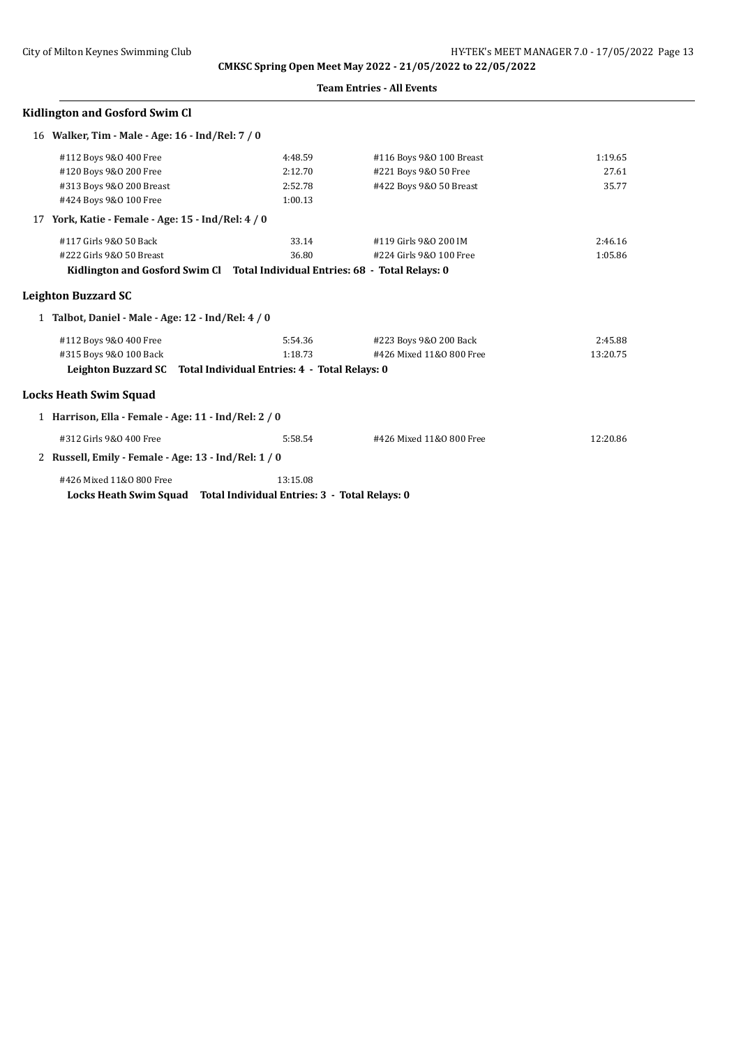**CMKSC Spring Open Meet May 2022 - 21/05/2022 to 22/05/2022**

**Team Entries - All Events**

## Kidlington and Gosford Swim Cl

**16 Walker, Tim - Male - Age: 16 - Ind/Rel: 7 / 0**

| Event | Time | Event | Time |
|---|---|---|---|
| #112 Boys 9&O 400 Free | 4:48.59 | #116 Boys 9&O 100 Breast | 1:19.65 |
| #120 Boys 9&O 200 Free | 2:12.70 | #221 Boys 9&O 50 Free | 27.61 |
| #313 Boys 9&O 200 Breast | 2:52.78 | #422 Boys 9&O 50 Breast | 35.77 |
| #424 Boys 9&O 100 Free | 1:00.13 | | |

**17 York, Katie - Female - Age: 15 - Ind/Rel: 4 / 0**

| Event | Time | Event | Time |
|---|---|---|---|
| #117 Girls 9&O 50 Back | 33.14 | #119 Girls 9&O 200 IM | 2:46.16 |
| #222 Girls 9&O 50 Breast | 36.80 | #224 Girls 9&O 100 Free | 1:05.86 |

**Kidlington and Gosford Swim Cl Total Individual Entries: 68 - Total Relays: 0**

## Leighton Buzzard SC

**1 Talbot, Daniel - Male - Age: 12 - Ind/Rel: 4 / 0**

| Event | Time | Event | Time |
|---|---|---|---|
| #112 Boys 9&O 400 Free | 5:54.36 | #223 Boys 9&O 200 Back | 2:45.88 |
| #315 Boys 9&O 100 Back | 1:18.73 | #426 Mixed 11&O 800 Free | 13:20.75 |

**Leighton Buzzard SC Total Individual Entries: 4 - Total Relays: 0**

## Locks Heath Swim Squad

**1 Harrison, Ella - Female - Age: 11 - Ind/Rel: 2 / 0**

| Event | Time | Event | Time |
|---|---|---|---|
| #312 Girls 9&O 400 Free | 5:58.54 | #426 Mixed 11&O 800 Free | 12:20.86 |

**2 Russell, Emily - Female - Age: 13 - Ind/Rel: 1 / 0**

| Event | Time |
|---|---|
| #426 Mixed 11&O 800 Free | 13:15.08 |

**Locks Heath Swim Squad Total Individual Entries: 3 - Total Relays: 0**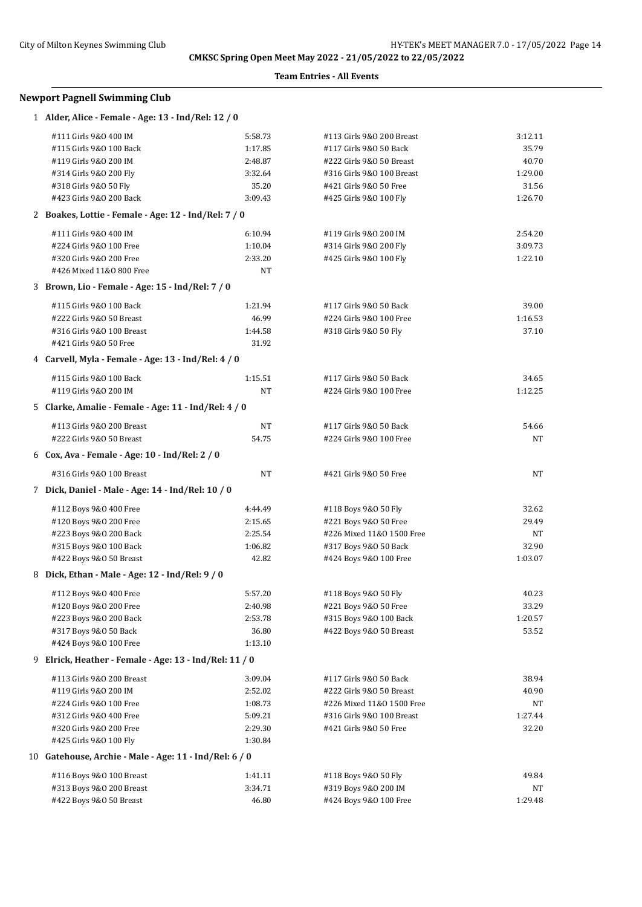**CMKSC Spring Open Meet May 2022 - 21/05/2022 to 22/05/2022**

**Team Entries - All Events**

## Newport Pagnell Swimming Club

### 1 Alder, Alice - Female - Age: 13 - Ind/Rel: 12 / 0

| Event | Time | Event | Time |
|---|---|---|---|
| #111 Girls 9&O 400 IM | 5:58.73 | #113 Girls 9&O 200 Breast | 3:12.11 |
| #115 Girls 9&O 100 Back | 1:17.85 | #117 Girls 9&O 50 Back | 35.79 |
| #119 Girls 9&O 200 IM | 2:48.87 | #222 Girls 9&O 50 Breast | 40.70 |
| #314 Girls 9&O 200 Fly | 3:32.64 | #316 Girls 9&O 100 Breast | 1:29.00 |
| #318 Girls 9&O 50 Fly | 35.20 | #421 Girls 9&O 50 Free | 31.56 |
| #423 Girls 9&O 200 Back | 3:09.43 | #425 Girls 9&O 100 Fly | 1:26.70 |

### 2 Boakes, Lottie - Female - Age: 12 - Ind/Rel: 7 / 0

| Event | Time | Event | Time |
|---|---|---|---|
| #111 Girls 9&O 400 IM | 6:10.94 | #119 Girls 9&O 200 IM | 2:54.20 |
| #224 Girls 9&O 100 Free | 1:10.04 | #314 Girls 9&O 200 Fly | 3:09.73 |
| #320 Girls 9&O 200 Free | 2:33.20 | #425 Girls 9&O 100 Fly | 1:22.10 |
| #426 Mixed 11&O 800 Free | NT | | |

### 3 Brown, Lio - Female - Age: 15 - Ind/Rel: 7 / 0

| Event | Time | Event | Time |
|---|---|---|---|
| #115 Girls 9&O 100 Back | 1:21.94 | #117 Girls 9&O 50 Back | 39.00 |
| #222 Girls 9&O 50 Breast | 46.99 | #224 Girls 9&O 100 Free | 1:16.53 |
| #316 Girls 9&O 100 Breast | 1:44.58 | #318 Girls 9&O 50 Fly | 37.10 |
| #421 Girls 9&O 50 Free | 31.92 | | |

### 4 Carvell, Myla - Female - Age: 13 - Ind/Rel: 4 / 0

| Event | Time | Event | Time |
|---|---|---|---|
| #115 Girls 9&O 100 Back | 1:15.51 | #117 Girls 9&O 50 Back | 34.65 |
| #119 Girls 9&O 200 IM | NT | #224 Girls 9&O 100 Free | 1:12.25 |

### 5 Clarke, Amalie - Female - Age: 11 - Ind/Rel: 4 / 0

| Event | Time | Event | Time |
|---|---|---|---|
| #113 Girls 9&O 200 Breast | NT | #117 Girls 9&O 50 Back | 54.66 |
| #222 Girls 9&O 50 Breast | 54.75 | #224 Girls 9&O 100 Free | NT |

### 6 Cox, Ava - Female - Age: 10 - Ind/Rel: 2 / 0

| Event | Time | Event | Time |
|---|---|---|---|
| #316 Girls 9&O 100 Breast | NT | #421 Girls 9&O 50 Free | NT |

### 7 Dick, Daniel - Male - Age: 14 - Ind/Rel: 10 / 0

| Event | Time | Event | Time |
|---|---|---|---|
| #112 Boys 9&O 400 Free | 4:44.49 | #118 Boys 9&O 50 Fly | 32.62 |
| #120 Boys 9&O 200 Free | 2:15.65 | #221 Boys 9&O 50 Free | 29.49 |
| #223 Boys 9&O 200 Back | 2:25.54 | #226 Mixed 11&O 1500 Free | NT |
| #315 Boys 9&O 100 Back | 1:06.82 | #317 Boys 9&O 50 Back | 32.90 |
| #422 Boys 9&O 50 Breast | 42.82 | #424 Boys 9&O 100 Free | 1:03.07 |

### 8 Dick, Ethan - Male - Age: 12 - Ind/Rel: 9 / 0

| Event | Time | Event | Time |
|---|---|---|---|
| #112 Boys 9&O 400 Free | 5:57.20 | #118 Boys 9&O 50 Fly | 40.23 |
| #120 Boys 9&O 200 Free | 2:40.98 | #221 Boys 9&O 50 Free | 33.29 |
| #223 Boys 9&O 200 Back | 2:53.78 | #315 Boys 9&O 100 Back | 1:20.57 |
| #317 Boys 9&O 50 Back | 36.80 | #422 Boys 9&O 50 Breast | 53.52 |
| #424 Boys 9&O 100 Free | 1:13.10 | | |

### 9 Elrick, Heather - Female - Age: 13 - Ind/Rel: 11 / 0

| Event | Time | Event | Time |
|---|---|---|---|
| #113 Girls 9&O 200 Breast | 3:09.04 | #117 Girls 9&O 50 Back | 38.94 |
| #119 Girls 9&O 200 IM | 2:52.02 | #222 Girls 9&O 50 Breast | 40.90 |
| #224 Girls 9&O 100 Free | 1:08.73 | #226 Mixed 11&O 1500 Free | NT |
| #312 Girls 9&O 400 Free | 5:09.21 | #316 Girls 9&O 100 Breast | 1:27.44 |
| #320 Girls 9&O 200 Free | 2:29.30 | #421 Girls 9&O 50 Free | 32.20 |
| #425 Girls 9&O 100 Fly | 1:30.84 | | |

### 10 Gatehouse, Archie - Male - Age: 11 - Ind/Rel: 6 / 0

| Event | Time | Event | Time |
|---|---|---|---|
| #116 Boys 9&O 100 Breast | 1:41.11 | #118 Boys 9&O 50 Fly | 49.84 |
| #313 Boys 9&O 200 Breast | 3:34.71 | #319 Boys 9&O 200 IM | NT |
| #422 Boys 9&O 50 Breast | 46.80 | #424 Boys 9&O 100 Free | 1:29.48 |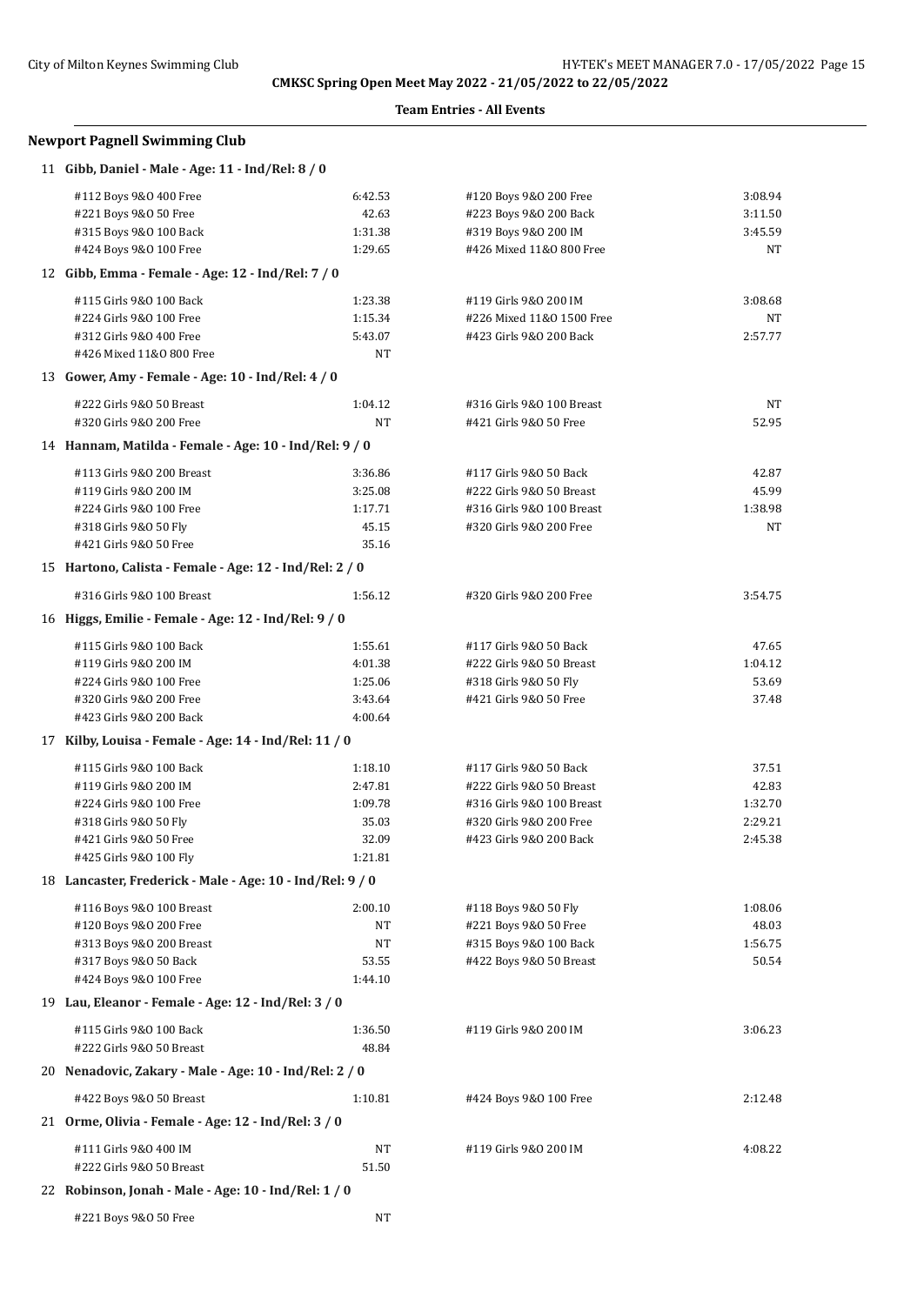**CMKSC Spring Open Meet May 2022 - 21/05/2022 to 22/05/2022**

**Team Entries - All Events**

### Newport Pagnell Swimming Club

**11 Gibb, Daniel - Male - Age: 11 - Ind/Rel: 8 / 0**

| Event | Time | Event | Time |
|---|---|---|---|
| #112 Boys 9&O 400 Free | 6:42.53 | #120 Boys 9&O 200 Free | 3:08.94 |
| #221 Boys 9&O 50 Free | 42.63 | #223 Boys 9&O 200 Back | 3:11.50 |
| #315 Boys 9&O 100 Back | 1:31.38 | #319 Boys 9&O 200 IM | 3:45.59 |
| #424 Boys 9&O 100 Free | 1:29.65 | #426 Mixed 11&O 800 Free | NT |

**12 Gibb, Emma - Female - Age: 12 - Ind/Rel: 7 / 0**

| Event | Time | Event | Time |
|---|---|---|---|
| #115 Girls 9&O 100 Back | 1:23.38 | #119 Girls 9&O 200 IM | 3:08.68 |
| #224 Girls 9&O 100 Free | 1:15.34 | #226 Mixed 11&O 1500 Free | NT |
| #312 Girls 9&O 400 Free | 5:43.07 | #423 Girls 9&O 200 Back | 2:57.77 |
| #426 Mixed 11&O 800 Free | NT | | |

**13 Gower, Amy - Female - Age: 10 - Ind/Rel: 4 / 0**

| Event | Time | Event | Time |
|---|---|---|---|
| #222 Girls 9&O 50 Breast | 1:04.12 | #316 Girls 9&O 100 Breast | NT |
| #320 Girls 9&O 200 Free | NT | #421 Girls 9&O 50 Free | 52.95 |

**14 Hannam, Matilda - Female - Age: 10 - Ind/Rel: 9 / 0**

| Event | Time | Event | Time |
|---|---|---|---|
| #113 Girls 9&O 200 Breast | 3:36.86 | #117 Girls 9&O 50 Back | 42.87 |
| #119 Girls 9&O 200 IM | 3:25.08 | #222 Girls 9&O 50 Breast | 45.99 |
| #224 Girls 9&O 100 Free | 1:17.71 | #316 Girls 9&O 100 Breast | 1:38.98 |
| #318 Girls 9&O 50 Fly | 45.15 | #320 Girls 9&O 200 Free | NT |
| #421 Girls 9&O 50 Free | 35.16 | | |

**15 Hartono, Calista - Female - Age: 12 - Ind/Rel: 2 / 0**

| Event | Time | Event | Time |
|---|---|---|---|
| #316 Girls 9&O 100 Breast | 1:56.12 | #320 Girls 9&O 200 Free | 3:54.75 |

**16 Higgs, Emilie - Female - Age: 12 - Ind/Rel: 9 / 0**

| Event | Time | Event | Time |
|---|---|---|---|
| #115 Girls 9&O 100 Back | 1:55.61 | #117 Girls 9&O 50 Back | 47.65 |
| #119 Girls 9&O 200 IM | 4:01.38 | #222 Girls 9&O 50 Breast | 1:04.12 |
| #224 Girls 9&O 100 Free | 1:25.06 | #318 Girls 9&O 50 Fly | 53.69 |
| #320 Girls 9&O 200 Free | 3:43.64 | #421 Girls 9&O 50 Free | 37.48 |
| #423 Girls 9&O 200 Back | 4:00.64 | | |

**17 Kilby, Louisa - Female - Age: 14 - Ind/Rel: 11 / 0**

| Event | Time | Event | Time |
|---|---|---|---|
| #115 Girls 9&O 100 Back | 1:18.10 | #117 Girls 9&O 50 Back | 37.51 |
| #119 Girls 9&O 200 IM | 2:47.81 | #222 Girls 9&O 50 Breast | 42.83 |
| #224 Girls 9&O 100 Free | 1:09.78 | #316 Girls 9&O 100 Breast | 1:32.70 |
| #318 Girls 9&O 50 Fly | 35.03 | #320 Girls 9&O 200 Free | 2:29.21 |
| #421 Girls 9&O 50 Free | 32.09 | #423 Girls 9&O 200 Back | 2:45.38 |
| #425 Girls 9&O 100 Fly | 1:21.81 | | |

**18 Lancaster, Frederick - Male - Age: 10 - Ind/Rel: 9 / 0**

| Event | Time | Event | Time |
|---|---|---|---|
| #116 Boys 9&O 100 Breast | 2:00.10 | #118 Boys 9&O 50 Fly | 1:08.06 |
| #120 Boys 9&O 200 Free | NT | #221 Boys 9&O 50 Free | 48.03 |
| #313 Boys 9&O 200 Breast | NT | #315 Boys 9&O 100 Back | 1:56.75 |
| #317 Boys 9&O 50 Back | 53.55 | #422 Boys 9&O 50 Breast | 50.54 |
| #424 Boys 9&O 100 Free | 1:44.10 | | |

**19 Lau, Eleanor - Female - Age: 12 - Ind/Rel: 3 / 0**

| Event | Time | Event | Time |
|---|---|---|---|
| #115 Girls 9&O 100 Back | 1:36.50 | #119 Girls 9&O 200 IM | 3:06.23 |
| #222 Girls 9&O 50 Breast | 48.84 | | |

**20 Nenadovic, Zakary - Male - Age: 10 - Ind/Rel: 2 / 0**

| Event | Time | Event | Time |
|---|---|---|---|
| #422 Boys 9&O 50 Breast | 1:10.81 | #424 Boys 9&O 100 Free | 2:12.48 |

**21 Orme, Olivia - Female - Age: 12 - Ind/Rel: 3 / 0**

| Event | Time | Event | Time |
|---|---|---|---|
| #111 Girls 9&O 400 IM | NT | #119 Girls 9&O 200 IM | 4:08.22 |
| #222 Girls 9&O 50 Breast | 51.50 | | |

**22 Robinson, Jonah - Male - Age: 10 - Ind/Rel: 1 / 0**

| Event | Time |
|---|---|
| #221 Boys 9&O 50 Free | NT |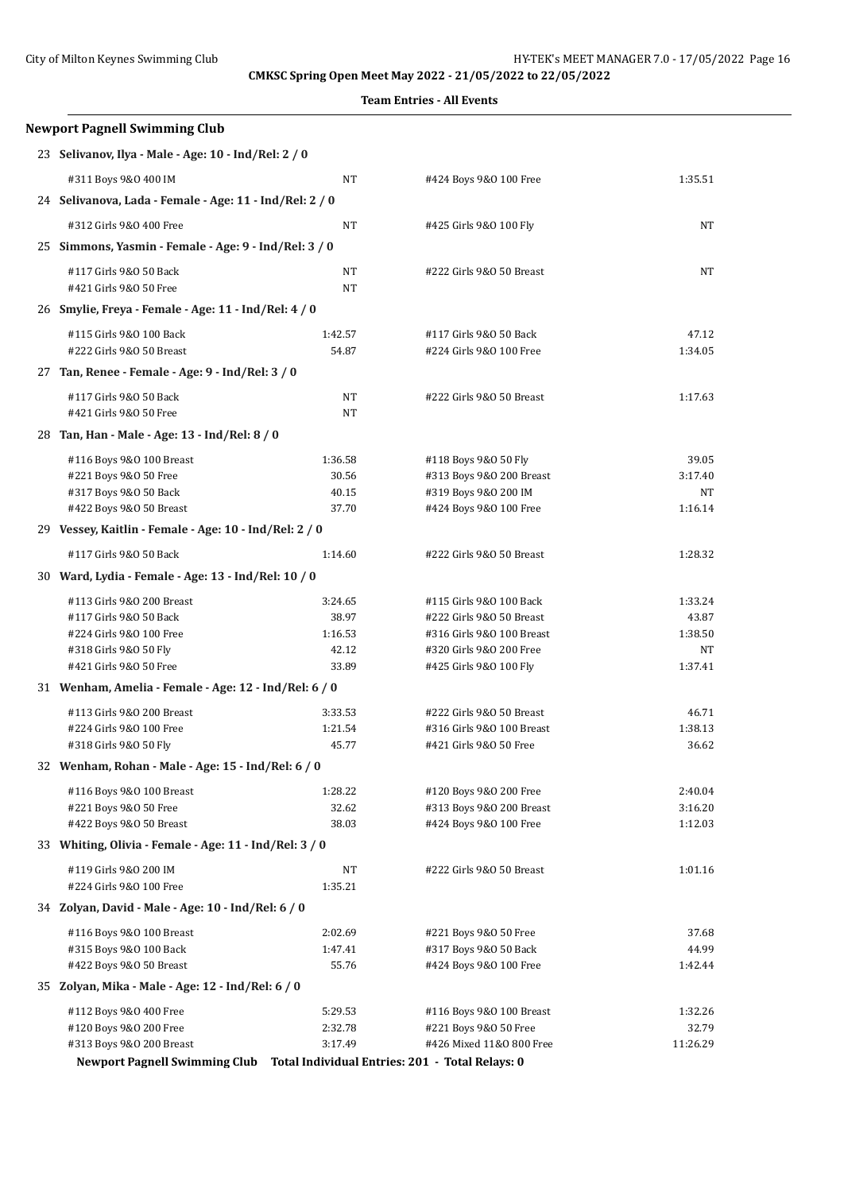**CMKSC Spring Open Meet May 2022 - 21/05/2022 to 22/05/2022**

**Team Entries - All Events**

### Newport Pagnell Swimming Club

**23 Selivanov, Ilya - Male - Age: 10 - Ind/Rel: 2 / 0**

| Event | Time | Event | Time |
|---|---|---|---|
| #311 Boys 9&O 400 IM | NT | #424 Boys 9&O 100 Free | 1:35.51 |

**24 Selivanova, Lada - Female - Age: 11 - Ind/Rel: 2 / 0**

| Event | Time | Event | Time |
|---|---|---|---|
| #312 Girls 9&O 400 Free | NT | #425 Girls 9&O 100 Fly | NT |

**25 Simmons, Yasmin - Female - Age: 9 - Ind/Rel: 3 / 0**

| Event | Time | Event | Time |
|---|---|---|---|
| #117 Girls 9&O 50 Back | NT | #222 Girls 9&O 50 Breast | NT |
| #421 Girls 9&O 50 Free | NT | | |

**26 Smylie, Freya - Female - Age: 11 - Ind/Rel: 4 / 0**

| Event | Time | Event | Time |
|---|---|---|---|
| #115 Girls 9&O 100 Back | 1:42.57 | #117 Girls 9&O 50 Back | 47.12 |
| #222 Girls 9&O 50 Breast | 54.87 | #224 Girls 9&O 100 Free | 1:34.05 |

**27 Tan, Renee - Female - Age: 9 - Ind/Rel: 3 / 0**

| Event | Time | Event | Time |
|---|---|---|---|
| #117 Girls 9&O 50 Back | NT | #222 Girls 9&O 50 Breast | 1:17.63 |
| #421 Girls 9&O 50 Free | NT | | |

**28 Tan, Han - Male - Age: 13 - Ind/Rel: 8 / 0**

| Event | Time | Event | Time |
|---|---|---|---|
| #116 Boys 9&O 100 Breast | 1:36.58 | #118 Boys 9&O 50 Fly | 39.05 |
| #221 Boys 9&O 50 Free | 30.56 | #313 Boys 9&O 200 Breast | 3:17.40 |
| #317 Boys 9&O 50 Back | 40.15 | #319 Boys 9&O 200 IM | NT |
| #422 Boys 9&O 50 Breast | 37.70 | #424 Boys 9&O 100 Free | 1:16.14 |

**29 Vessey, Kaitlin - Female - Age: 10 - Ind/Rel: 2 / 0**

| Event | Time | Event | Time |
|---|---|---|---|
| #117 Girls 9&O 50 Back | 1:14.60 | #222 Girls 9&O 50 Breast | 1:28.32 |

**30 Ward, Lydia - Female - Age: 13 - Ind/Rel: 10 / 0**

| Event | Time | Event | Time |
|---|---|---|---|
| #113 Girls 9&O 200 Breast | 3:24.65 | #115 Girls 9&O 100 Back | 1:33.24 |
| #117 Girls 9&O 50 Back | 38.97 | #222 Girls 9&O 50 Breast | 43.87 |
| #224 Girls 9&O 100 Free | 1:16.53 | #316 Girls 9&O 100 Breast | 1:38.50 |
| #318 Girls 9&O 50 Fly | 42.12 | #320 Girls 9&O 200 Free | NT |
| #421 Girls 9&O 50 Free | 33.89 | #425 Girls 9&O 100 Fly | 1:37.41 |

**31 Wenham, Amelia - Female - Age: 12 - Ind/Rel: 6 / 0**

| Event | Time | Event | Time |
|---|---|---|---|
| #113 Girls 9&O 200 Breast | 3:33.53 | #222 Girls 9&O 50 Breast | 46.71 |
| #224 Girls 9&O 100 Free | 1:21.54 | #316 Girls 9&O 100 Breast | 1:38.13 |
| #318 Girls 9&O 50 Fly | 45.77 | #421 Girls 9&O 50 Free | 36.62 |

**32 Wenham, Rohan - Male - Age: 15 - Ind/Rel: 6 / 0**

| Event | Time | Event | Time |
|---|---|---|---|
| #116 Boys 9&O 100 Breast | 1:28.22 | #120 Boys 9&O 200 Free | 2:40.04 |
| #221 Boys 9&O 50 Free | 32.62 | #313 Boys 9&O 200 Breast | 3:16.20 |
| #422 Boys 9&O 50 Breast | 38.03 | #424 Boys 9&O 100 Free | 1:12.03 |

**33 Whiting, Olivia - Female - Age: 11 - Ind/Rel: 3 / 0**

| Event | Time | Event | Time |
|---|---|---|---|
| #119 Girls 9&O 200 IM | NT | #222 Girls 9&O 50 Breast | 1:01.16 |
| #224 Girls 9&O 100 Free | 1:35.21 | | |

**34 Zolyan, David - Male - Age: 10 - Ind/Rel: 6 / 0**

| Event | Time | Event | Time |
|---|---|---|---|
| #116 Boys 9&O 100 Breast | 2:02.69 | #221 Boys 9&O 50 Free | 37.68 |
| #315 Boys 9&O 100 Back | 1:47.41 | #317 Boys 9&O 50 Back | 44.99 |
| #422 Boys 9&O 50 Breast | 55.76 | #424 Boys 9&O 100 Free | 1:42.44 |

**35 Zolyan, Mika - Male - Age: 12 - Ind/Rel: 6 / 0**

| Event | Time | Event | Time |
|---|---|---|---|
| #112 Boys 9&O 400 Free | 5:29.53 | #116 Boys 9&O 100 Breast | 1:32.26 |
| #120 Boys 9&O 200 Free | 2:32.78 | #221 Boys 9&O 50 Free | 32.79 |
| #313 Boys 9&O 200 Breast | 3:17.49 | #426 Mixed 11&O 800 Free | 11:26.29 |

**Newport Pagnell Swimming Club Total Individual Entries: 201 - Total Relays: 0**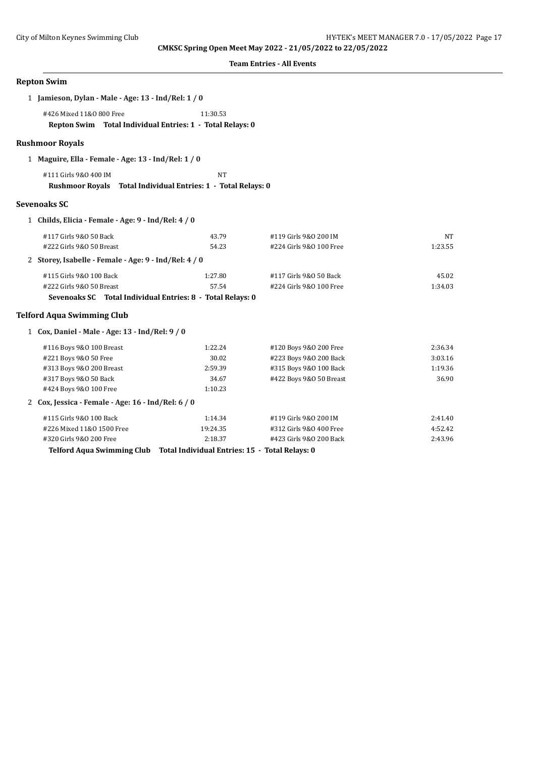**CMKSC Spring Open Meet May 2022 - 21/05/2022 to 22/05/2022**

**Team Entries - All Events**

## Repton Swim

1 **Jamieson, Dylan - Male - Age: 13 - Ind/Rel: 1 / 0**

| | |
|---|---|
| #426 Mixed 11&O 800 Free | 11:30.53 |

**Repton Swim Total Individual Entries: 1 - Total Relays: 0**

## Rushmoor Royals

1 **Maguire, Ella - Female - Age: 13 - Ind/Rel: 1 / 0**

| | |
|---|---|
| #111 Girls 9&O 400 IM | NT |

**Rushmoor Royals Total Individual Entries: 1 - Total Relays: 0**

## Sevenoaks SC

1 **Childs, Elicia - Female - Age: 9 - Ind/Rel: 4 / 0**

| | | | |
|---|---|---|---|
| #117 Girls 9&O 50 Back | 43.79 | #119 Girls 9&O 200 IM | NT |
| #222 Girls 9&O 50 Breast | 54.23 | #224 Girls 9&O 100 Free | 1:23.55 |

2 **Storey, Isabelle - Female - Age: 9 - Ind/Rel: 4 / 0**

| | | | |
|---|---|---|---|
| #115 Girls 9&O 100 Back | 1:27.80 | #117 Girls 9&O 50 Back | 45.02 |
| #222 Girls 9&O 50 Breast | 57.54 | #224 Girls 9&O 100 Free | 1:34.03 |

**Sevenoaks SC Total Individual Entries: 8 - Total Relays: 0**

## Telford Aqua Swimming Club

1 **Cox, Daniel - Male - Age: 13 - Ind/Rel: 9 / 0**

| | | | |
|---|---|---|---|
| #116 Boys 9&O 100 Breast | 1:22.24 | #120 Boys 9&O 200 Free | 2:36.34 |
| #221 Boys 9&O 50 Free | 30.02 | #223 Boys 9&O 200 Back | 3:03.16 |
| #313 Boys 9&O 200 Breast | 2:59.39 | #315 Boys 9&O 100 Back | 1:19.36 |
| #317 Boys 9&O 50 Back | 34.67 | #422 Boys 9&O 50 Breast | 36.90 |
| #424 Boys 9&O 100 Free | 1:10.23 | | |

2 **Cox, Jessica - Female - Age: 16 - Ind/Rel: 6 / 0**

| | | | |
|---|---|---|---|
| #115 Girls 9&O 100 Back | 1:14.34 | #119 Girls 9&O 200 IM | 2:41.40 |
| #226 Mixed 11&O 1500 Free | 19:24.35 | #312 Girls 9&O 400 Free | 4:52.42 |
| #320 Girls 9&O 200 Free | 2:18.37 | #423 Girls 9&O 200 Back | 2:43.96 |

**Telford Aqua Swimming Club Total Individual Entries: 15 - Total Relays: 0**